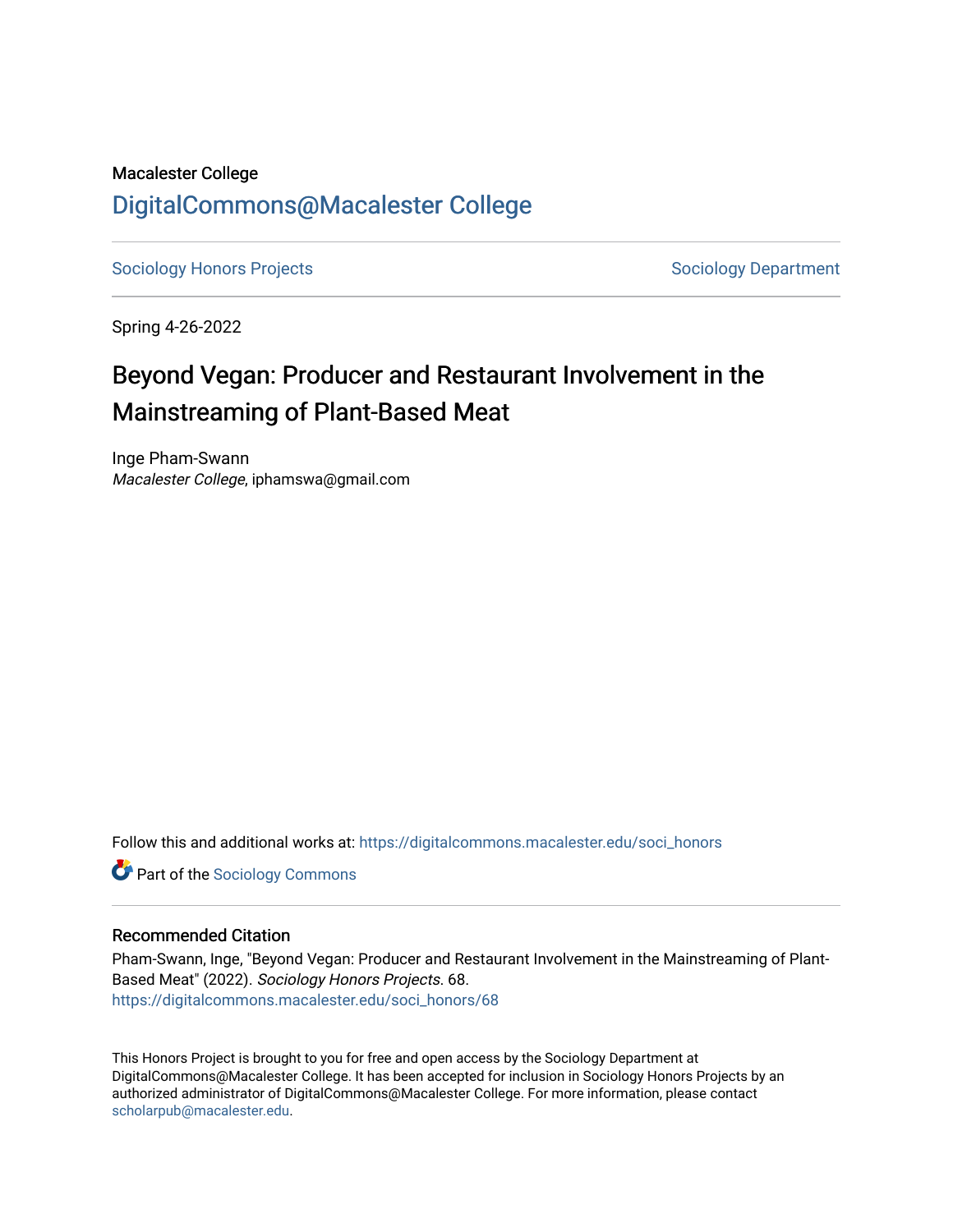Macalester College

# DigitalCommons@Macalester College

Sociology Honors Projects | Sociology Department

Spring 4-26-2022

## Beyond Vegan: Producer and Restaurant Involvement in the Mainstreaming of Plant-Based Meat

Inge Pham-Swann
*Macalester College*, iphamswa@gmail.com

Follow this and additional works at: https://digitalcommons.macalester.edu/soci_honors

Part of the Sociology Commons

### Recommended Citation

Pham-Swann, Inge, "Beyond Vegan: Producer and Restaurant Involvement in the Mainstreaming of Plant-Based Meat" (2022). *Sociology Honors Projects*. 68.
https://digitalcommons.macalester.edu/soci_honors/68

This Honors Project is brought to you for free and open access by the Sociology Department at DigitalCommons@Macalester College. It has been accepted for inclusion in Sociology Honors Projects by an authorized administrator of DigitalCommons@Macalester College. For more information, please contact scholarpub@macalester.edu.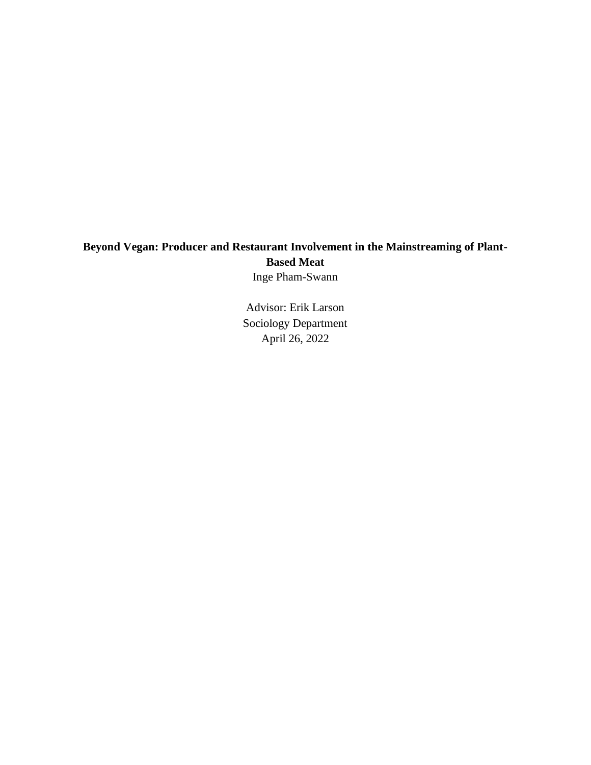**Beyond Vegan: Producer and Restaurant Involvement in the Mainstreaming of Plant-Based Meat**

Inge Pham-Swann

Advisor: Erik Larson

Sociology Department

April 26, 2022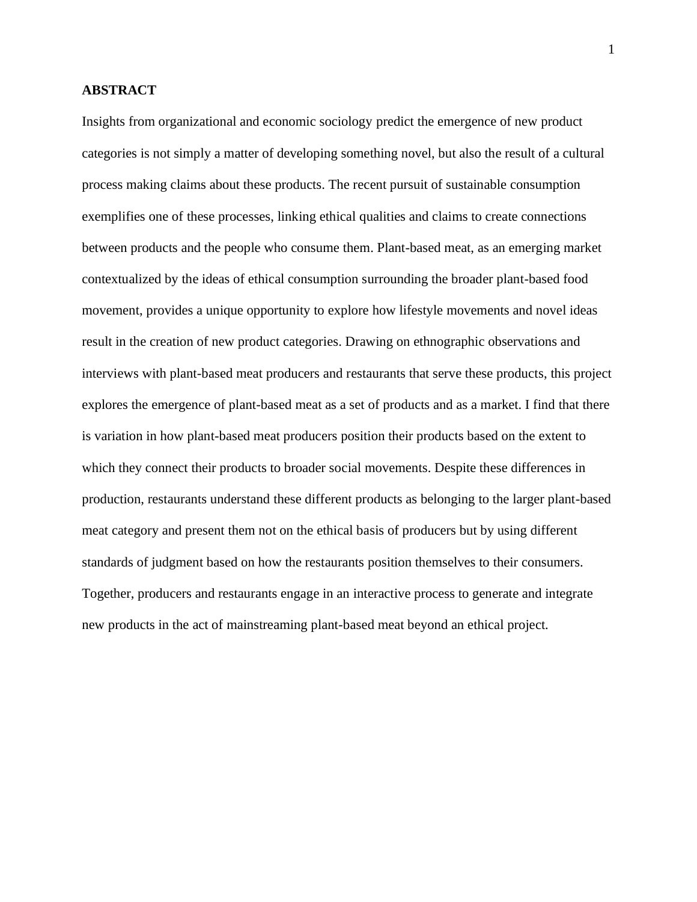**ABSTRACT**

Insights from organizational and economic sociology predict the emergence of new product categories is not simply a matter of developing something novel, but also the result of a cultural process making claims about these products. The recent pursuit of sustainable consumption exemplifies one of these processes, linking ethical qualities and claims to create connections between products and the people who consume them. Plant-based meat, as an emerging market contextualized by the ideas of ethical consumption surrounding the broader plant-based food movement, provides a unique opportunity to explore how lifestyle movements and novel ideas result in the creation of new product categories. Drawing on ethnographic observations and interviews with plant-based meat producers and restaurants that serve these products, this project explores the emergence of plant-based meat as a set of products and as a market. I find that there is variation in how plant-based meat producers position their products based on the extent to which they connect their products to broader social movements. Despite these differences in production, restaurants understand these different products as belonging to the larger plant-based meat category and present them not on the ethical basis of producers but by using different standards of judgment based on how the restaurants position themselves to their consumers. Together, producers and restaurants engage in an interactive process to generate and integrate new products in the act of mainstreaming plant-based meat beyond an ethical project.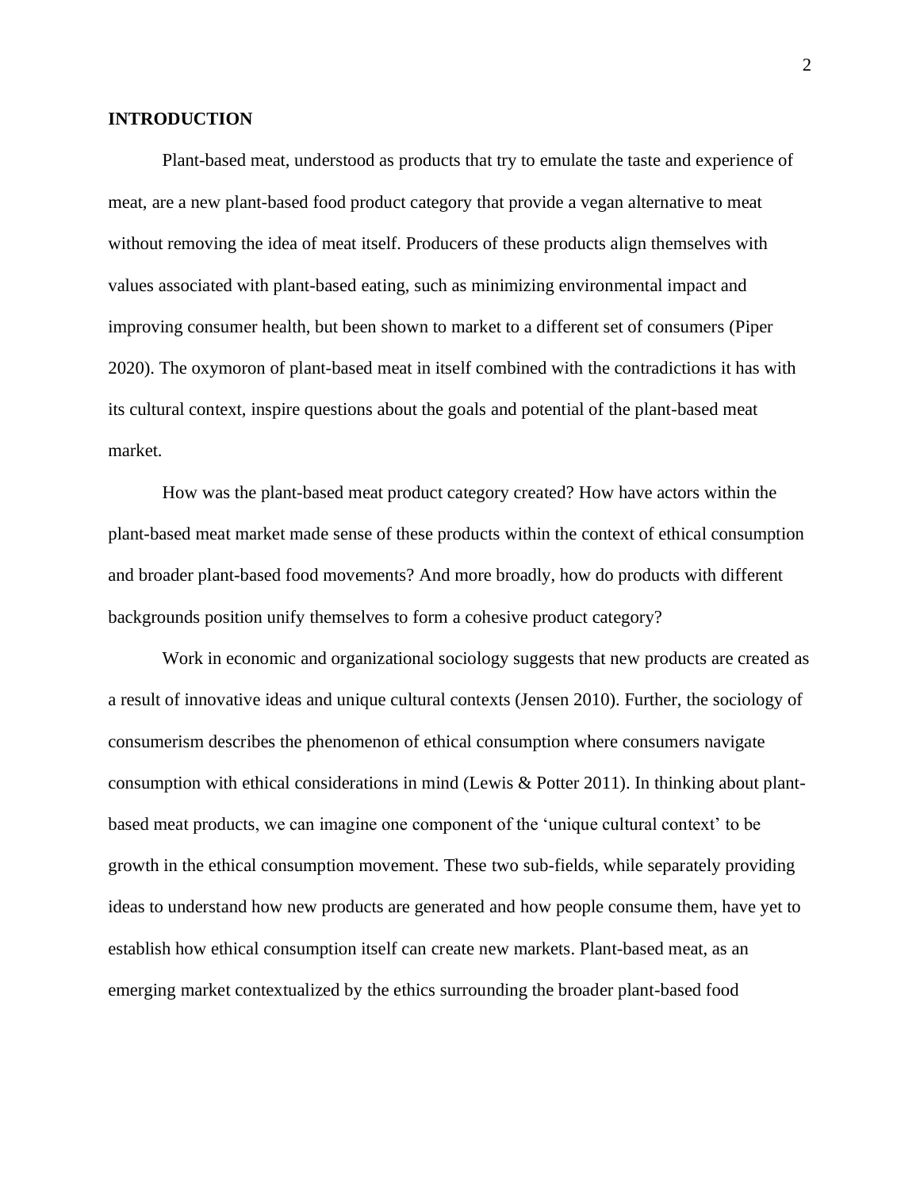## INTRODUCTION

Plant-based meat, understood as products that try to emulate the taste and experience of meat, are a new plant-based food product category that provide a vegan alternative to meat without removing the idea of meat itself. Producers of these products align themselves with values associated with plant-based eating, such as minimizing environmental impact and improving consumer health, but been shown to market to a different set of consumers (Piper 2020). The oxymoron of plant-based meat in itself combined with the contradictions it has with its cultural context, inspire questions about the goals and potential of the plant-based meat market.

How was the plant-based meat product category created? How have actors within the plant-based meat market made sense of these products within the context of ethical consumption and broader plant-based food movements? And more broadly, how do products with different backgrounds position unify themselves to form a cohesive product category?

Work in economic and organizational sociology suggests that new products are created as a result of innovative ideas and unique cultural contexts (Jensen 2010). Further, the sociology of consumerism describes the phenomenon of ethical consumption where consumers navigate consumption with ethical considerations in mind (Lewis & Potter 2011). In thinking about plant-based meat products, we can imagine one component of the 'unique cultural context' to be growth in the ethical consumption movement. These two sub-fields, while separately providing ideas to understand how new products are generated and how people consume them, have yet to establish how ethical consumption itself can create new markets. Plant-based meat, as an emerging market contextualized by the ethics surrounding the broader plant-based food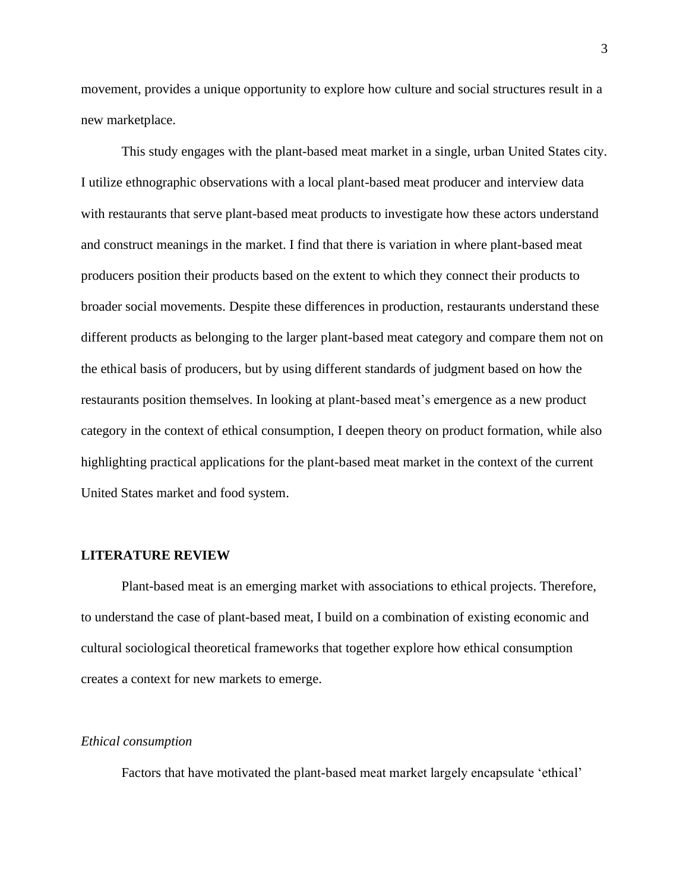movement, provides a unique opportunity to explore how culture and social structures result in a new marketplace.

This study engages with the plant-based meat market in a single, urban United States city. I utilize ethnographic observations with a local plant-based meat producer and interview data with restaurants that serve plant-based meat products to investigate how these actors understand and construct meanings in the market. I find that there is variation in where plant-based meat producers position their products based on the extent to which they connect their products to broader social movements. Despite these differences in production, restaurants understand these different products as belonging to the larger plant-based meat category and compare them not on the ethical basis of producers, but by using different standards of judgment based on how the restaurants position themselves. In looking at plant-based meat's emergence as a new product category in the context of ethical consumption, I deepen theory on product formation, while also highlighting practical applications for the plant-based meat market in the context of the current United States market and food system.

## LITERATURE REVIEW

Plant-based meat is an emerging market with associations to ethical projects. Therefore, to understand the case of plant-based meat, I build on a combination of existing economic and cultural sociological theoretical frameworks that together explore how ethical consumption creates a context for new markets to emerge.

### *Ethical consumption*

Factors that have motivated the plant-based meat market largely encapsulate 'ethical'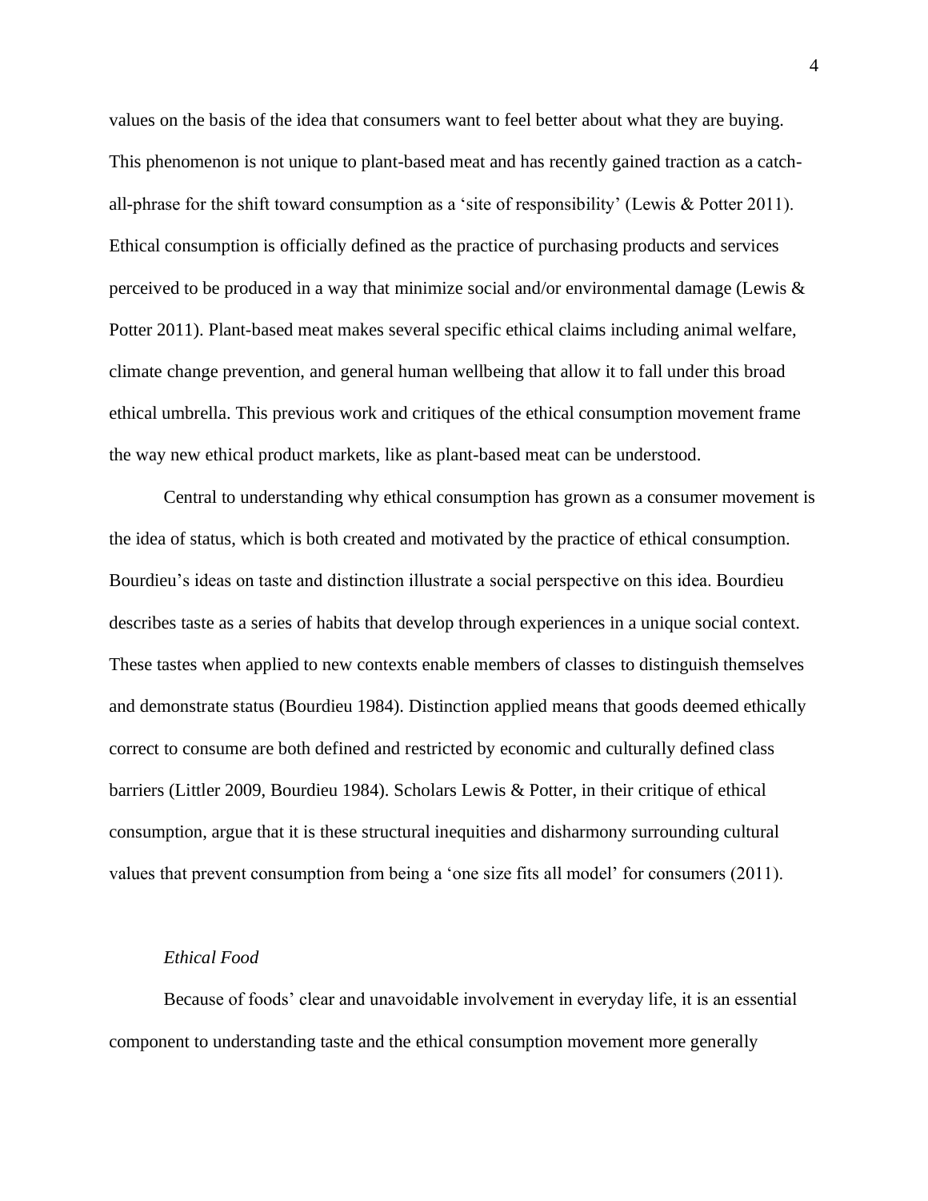values on the basis of the idea that consumers want to feel better about what they are buying. This phenomenon is not unique to plant-based meat and has recently gained traction as a catch-all-phrase for the shift toward consumption as a 'site of responsibility' (Lewis & Potter 2011). Ethical consumption is officially defined as the practice of purchasing products and services perceived to be produced in a way that minimize social and/or environmental damage (Lewis & Potter 2011). Plant-based meat makes several specific ethical claims including animal welfare, climate change prevention, and general human wellbeing that allow it to fall under this broad ethical umbrella. This previous work and critiques of the ethical consumption movement frame the way new ethical product markets, like as plant-based meat can be understood.

Central to understanding why ethical consumption has grown as a consumer movement is the idea of status, which is both created and motivated by the practice of ethical consumption. Bourdieu's ideas on taste and distinction illustrate a social perspective on this idea. Bourdieu describes taste as a series of habits that develop through experiences in a unique social context. These tastes when applied to new contexts enable members of classes to distinguish themselves and demonstrate status (Bourdieu 1984). Distinction applied means that goods deemed ethically correct to consume are both defined and restricted by economic and culturally defined class barriers (Littler 2009, Bourdieu 1984). Scholars Lewis & Potter, in their critique of ethical consumption, argue that it is these structural inequities and disharmony surrounding cultural values that prevent consumption from being a 'one size fits all model' for consumers (2011).

### *Ethical Food*

Because of foods' clear and unavoidable involvement in everyday life, it is an essential component to understanding taste and the ethical consumption movement more generally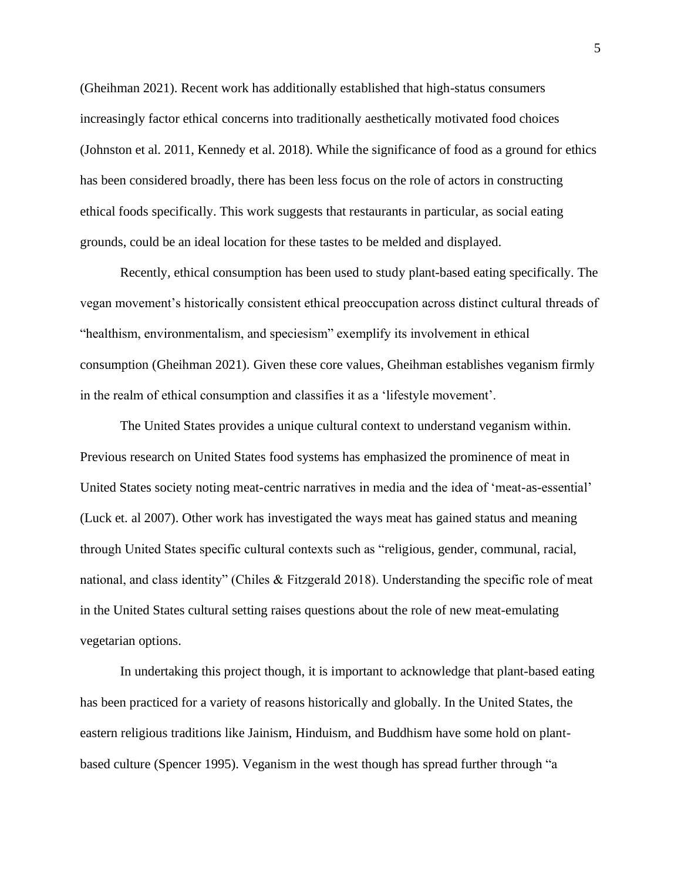(Gheihman 2021). Recent work has additionally established that high-status consumers increasingly factor ethical concerns into traditionally aesthetically motivated food choices (Johnston et al. 2011, Kennedy et al. 2018). While the significance of food as a ground for ethics has been considered broadly, there has been less focus on the role of actors in constructing ethical foods specifically. This work suggests that restaurants in particular, as social eating grounds, could be an ideal location for these tastes to be melded and displayed.

Recently, ethical consumption has been used to study plant-based eating specifically. The vegan movement's historically consistent ethical preoccupation across distinct cultural threads of "healthism, environmentalism, and speciesism" exemplify its involvement in ethical consumption (Gheihman 2021). Given these core values, Gheihman establishes veganism firmly in the realm of ethical consumption and classifies it as a 'lifestyle movement'.

The United States provides a unique cultural context to understand veganism within. Previous research on United States food systems has emphasized the prominence of meat in United States society noting meat-centric narratives in media and the idea of 'meat-as-essential' (Luck et. al 2007). Other work has investigated the ways meat has gained status and meaning through United States specific cultural contexts such as "religious, gender, communal, racial, national, and class identity" (Chiles & Fitzgerald 2018). Understanding the specific role of meat in the United States cultural setting raises questions about the role of new meat-emulating vegetarian options.

In undertaking this project though, it is important to acknowledge that plant-based eating has been practiced for a variety of reasons historically and globally. In the United States, the eastern religious traditions like Jainism, Hinduism, and Buddhism have some hold on plant-based culture (Spencer 1995). Veganism in the west though has spread further through "a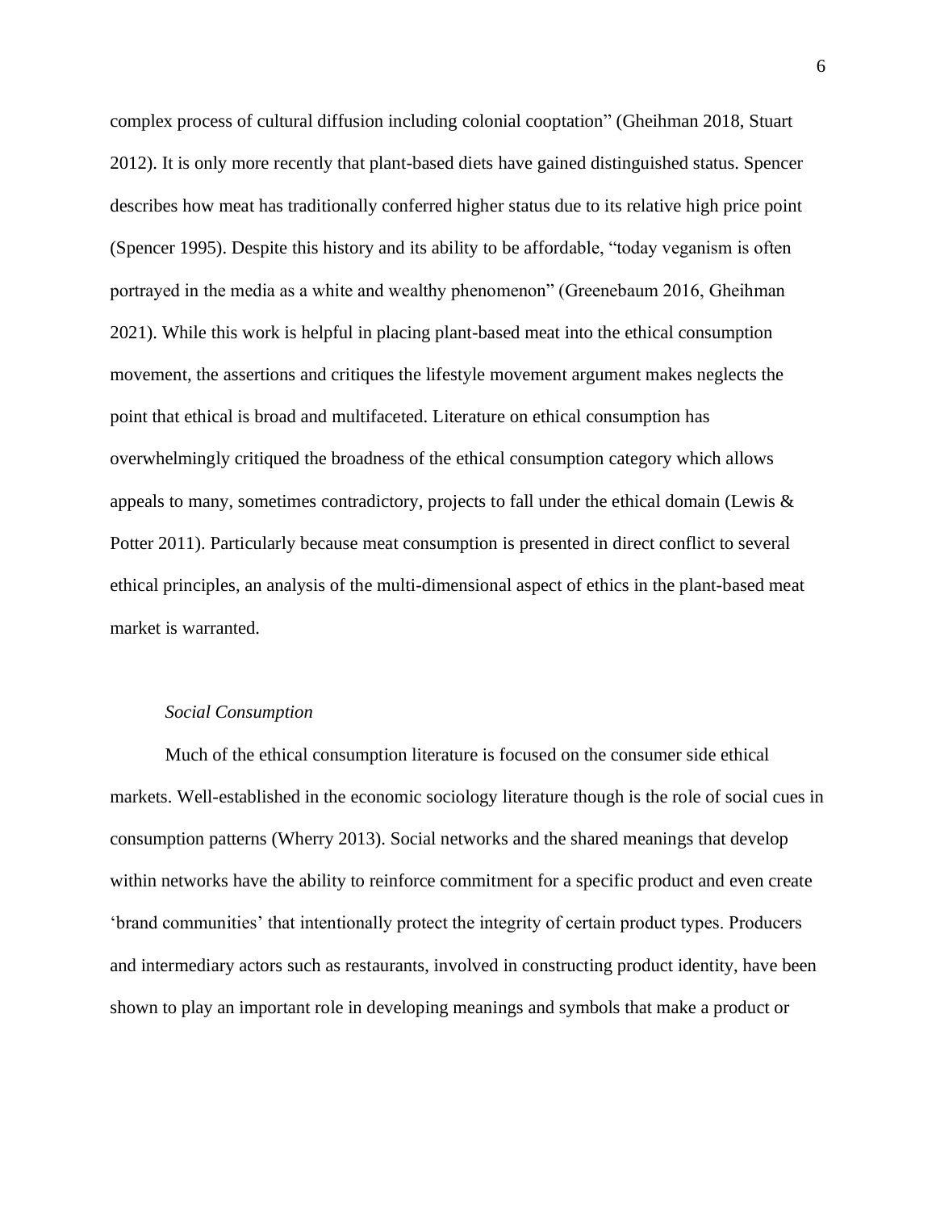complex process of cultural diffusion including colonial cooptation" (Gheihman 2018, Stuart 2012). It is only more recently that plant-based diets have gained distinguished status. Spencer describes how meat has traditionally conferred higher status due to its relative high price point (Spencer 1995). Despite this history and its ability to be affordable, "today veganism is often portrayed in the media as a white and wealthy phenomenon" (Greenebaum 2016, Gheihman 2021). While this work is helpful in placing plant-based meat into the ethical consumption movement, the assertions and critiques the lifestyle movement argument makes neglects the point that ethical is broad and multifaceted. Literature on ethical consumption has overwhelmingly critiqued the broadness of the ethical consumption category which allows appeals to many, sometimes contradictory, projects to fall under the ethical domain (Lewis & Potter 2011). Particularly because meat consumption is presented in direct conflict to several ethical principles, an analysis of the multi-dimensional aspect of ethics in the plant-based meat market is warranted.

### *Social Consumption*

Much of the ethical consumption literature is focused on the consumer side ethical markets. Well-established in the economic sociology literature though is the role of social cues in consumption patterns (Wherry 2013). Social networks and the shared meanings that develop within networks have the ability to reinforce commitment for a specific product and even create 'brand communities' that intentionally protect the integrity of certain product types. Producers and intermediary actors such as restaurants, involved in constructing product identity, have been shown to play an important role in developing meanings and symbols that make a product or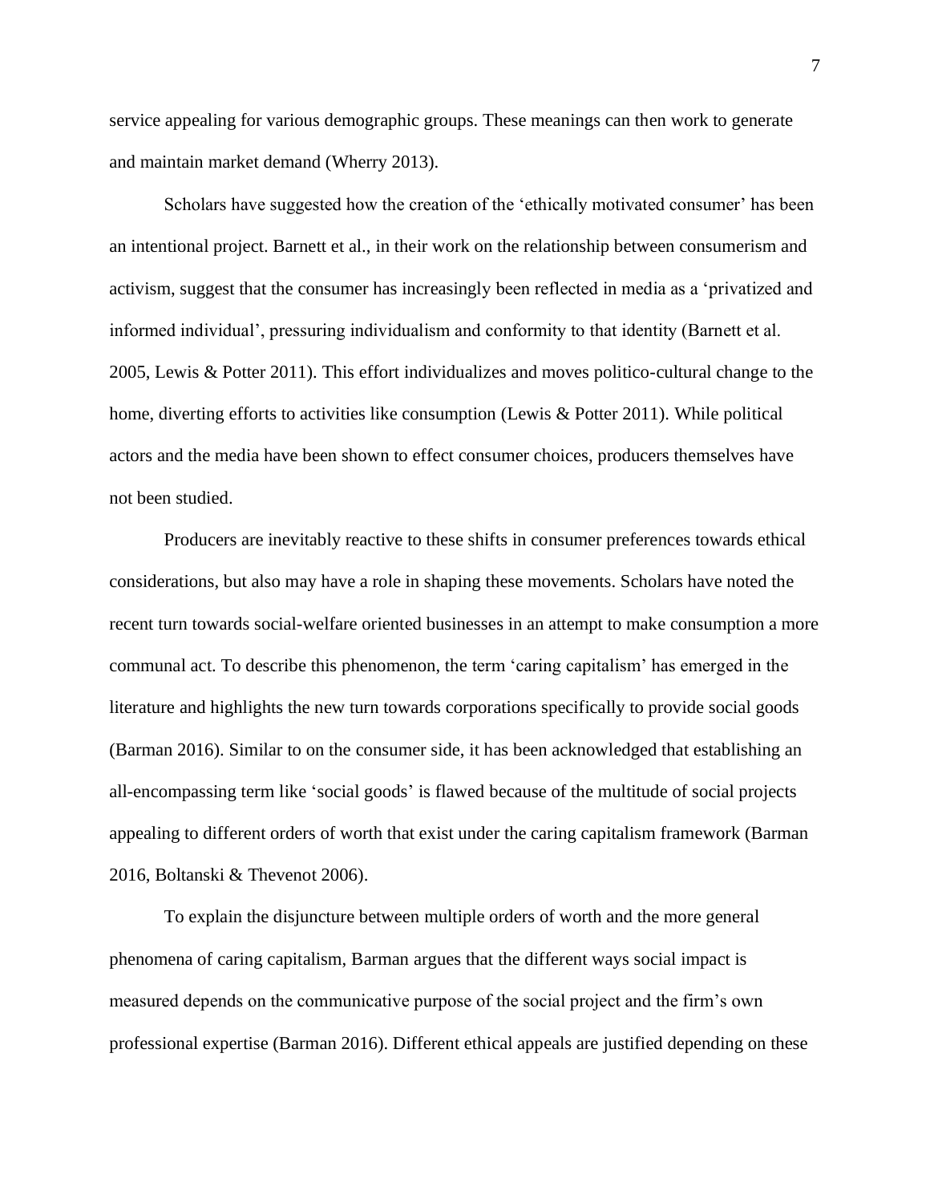service appealing for various demographic groups. These meanings can then work to generate and maintain market demand (Wherry 2013).

Scholars have suggested how the creation of the 'ethically motivated consumer' has been an intentional project. Barnett et al., in their work on the relationship between consumerism and activism, suggest that the consumer has increasingly been reflected in media as a 'privatized and informed individual', pressuring individualism and conformity to that identity (Barnett et al. 2005, Lewis & Potter 2011). This effort individualizes and moves politico-cultural change to the home, diverting efforts to activities like consumption (Lewis & Potter 2011). While political actors and the media have been shown to effect consumer choices, producers themselves have not been studied.

Producers are inevitably reactive to these shifts in consumer preferences towards ethical considerations, but also may have a role in shaping these movements. Scholars have noted the recent turn towards social-welfare oriented businesses in an attempt to make consumption a more communal act. To describe this phenomenon, the term 'caring capitalism' has emerged in the literature and highlights the new turn towards corporations specifically to provide social goods (Barman 2016). Similar to on the consumer side, it has been acknowledged that establishing an all-encompassing term like 'social goods' is flawed because of the multitude of social projects appealing to different orders of worth that exist under the caring capitalism framework (Barman 2016, Boltanski & Thevenot 2006).

To explain the disjuncture between multiple orders of worth and the more general phenomena of caring capitalism, Barman argues that the different ways social impact is measured depends on the communicative purpose of the social project and the firm's own professional expertise (Barman 2016). Different ethical appeals are justified depending on these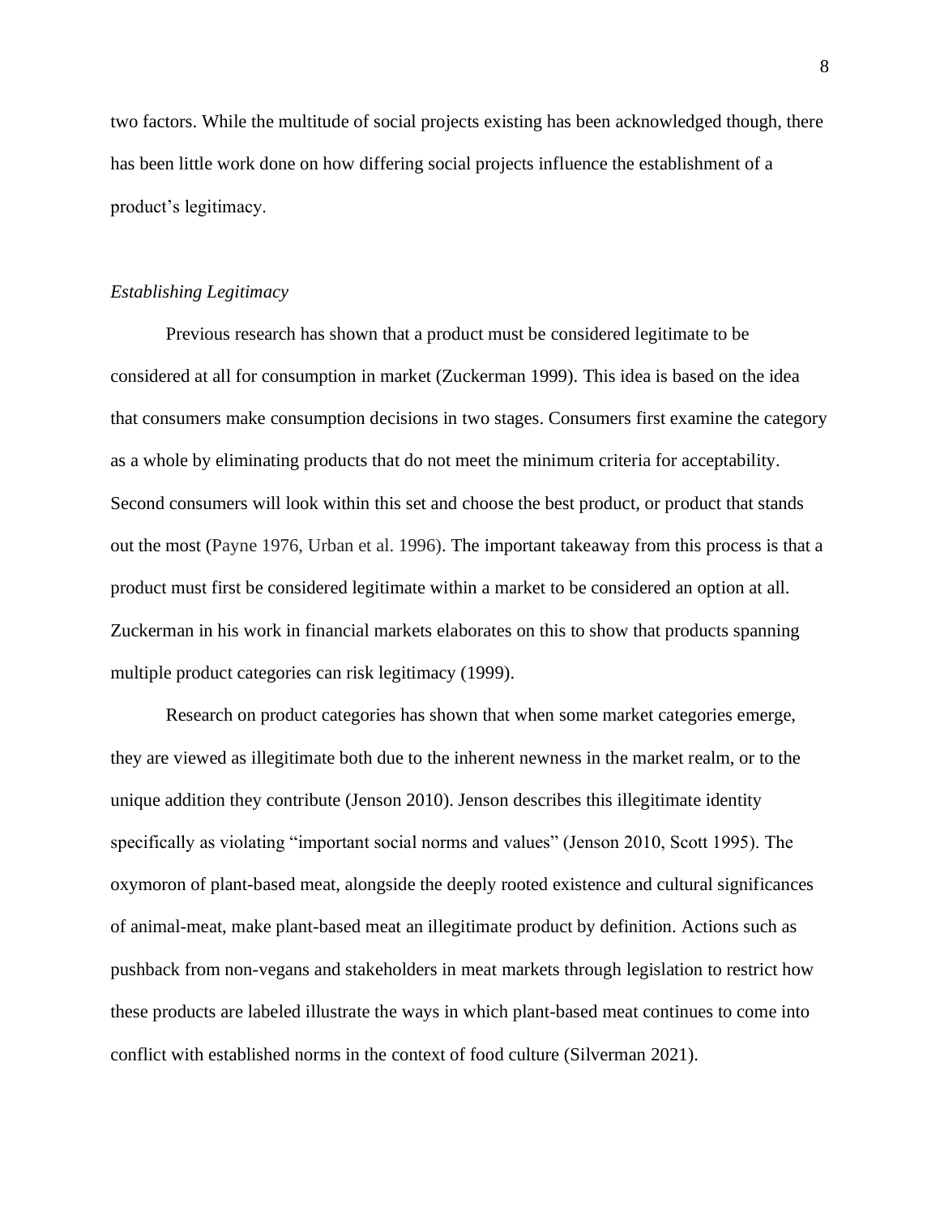two factors. While the multitude of social projects existing has been acknowledged though, there has been little work done on how differing social projects influence the establishment of a product's legitimacy.

*Establishing Legitimacy*

Previous research has shown that a product must be considered legitimate to be considered at all for consumption in market (Zuckerman 1999). This idea is based on the idea that consumers make consumption decisions in two stages. Consumers first examine the category as a whole by eliminating products that do not meet the minimum criteria for acceptability. Second consumers will look within this set and choose the best product, or product that stands out the most (Payne 1976, Urban et al. 1996). The important takeaway from this process is that a product must first be considered legitimate within a market to be considered an option at all. Zuckerman in his work in financial markets elaborates on this to show that products spanning multiple product categories can risk legitimacy (1999).

Research on product categories has shown that when some market categories emerge, they are viewed as illegitimate both due to the inherent newness in the market realm, or to the unique addition they contribute (Jenson 2010). Jenson describes this illegitimate identity specifically as violating "important social norms and values" (Jenson 2010, Scott 1995). The oxymoron of plant-based meat, alongside the deeply rooted existence and cultural significances of animal-meat, make plant-based meat an illegitimate product by definition. Actions such as pushback from non-vegans and stakeholders in meat markets through legislation to restrict how these products are labeled illustrate the ways in which plant-based meat continues to come into conflict with established norms in the context of food culture (Silverman 2021).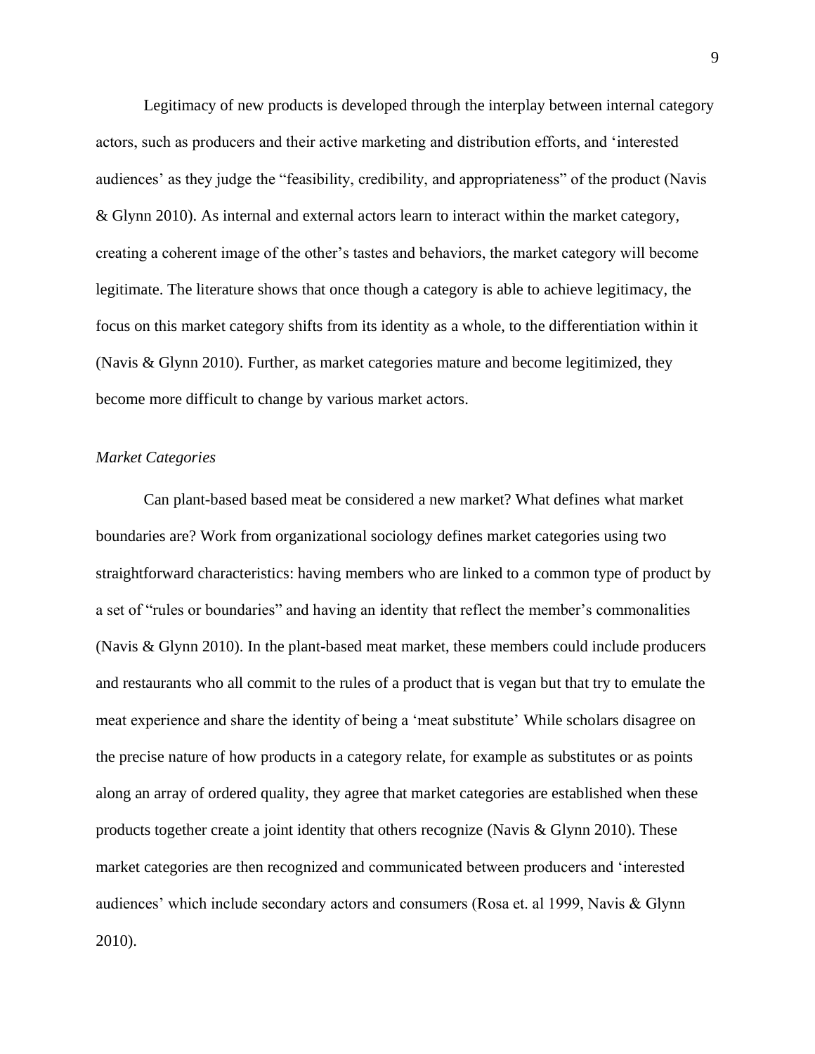Legitimacy of new products is developed through the interplay between internal category actors, such as producers and their active marketing and distribution efforts, and 'interested audiences' as they judge the "feasibility, credibility, and appropriateness" of the product (Navis & Glynn 2010). As internal and external actors learn to interact within the market category, creating a coherent image of the other's tastes and behaviors, the market category will become legitimate. The literature shows that once though a category is able to achieve legitimacy, the focus on this market category shifts from its identity as a whole, to the differentiation within it (Navis & Glynn 2010). Further, as market categories mature and become legitimized, they become more difficult to change by various market actors.

*Market Categories*

Can plant-based based meat be considered a new market? What defines what market boundaries are? Work from organizational sociology defines market categories using two straightforward characteristics: having members who are linked to a common type of product by a set of "rules or boundaries" and having an identity that reflect the member's commonalities (Navis & Glynn 2010). In the plant-based meat market, these members could include producers and restaurants who all commit to the rules of a product that is vegan but that try to emulate the meat experience and share the identity of being a 'meat substitute' While scholars disagree on the precise nature of how products in a category relate, for example as substitutes or as points along an array of ordered quality, they agree that market categories are established when these products together create a joint identity that others recognize (Navis & Glynn 2010). These market categories are then recognized and communicated between producers and 'interested audiences' which include secondary actors and consumers (Rosa et. al 1999, Navis & Glynn 2010).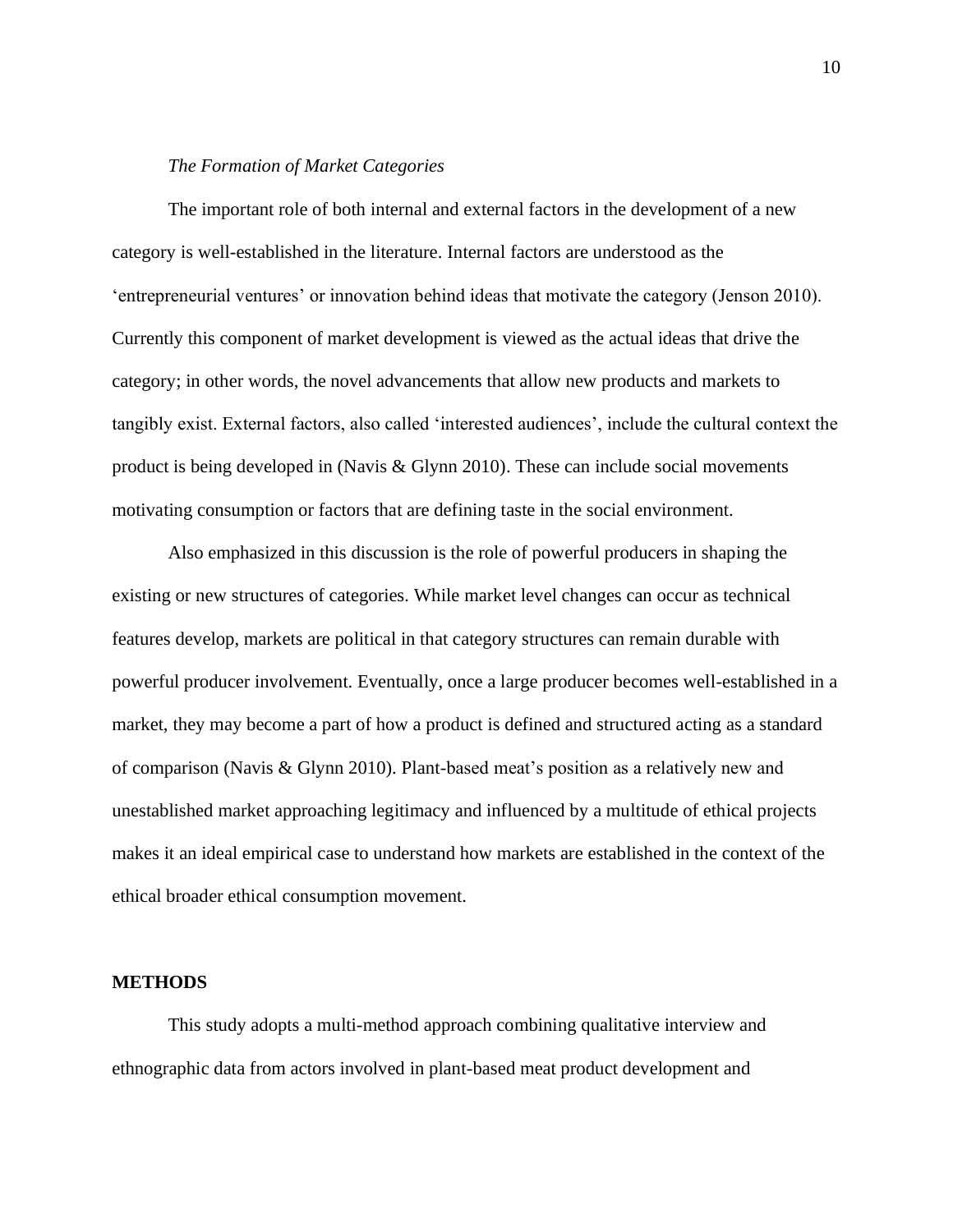*The Formation of Market Categories*

The important role of both internal and external factors in the development of a new category is well-established in the literature. Internal factors are understood as the 'entrepreneurial ventures' or innovation behind ideas that motivate the category (Jenson 2010). Currently this component of market development is viewed as the actual ideas that drive the category; in other words, the novel advancements that allow new products and markets to tangibly exist. External factors, also called 'interested audiences', include the cultural context the product is being developed in (Navis & Glynn 2010). These can include social movements motivating consumption or factors that are defining taste in the social environment.

Also emphasized in this discussion is the role of powerful producers in shaping the existing or new structures of categories. While market level changes can occur as technical features develop, markets are political in that category structures can remain durable with powerful producer involvement. Eventually, once a large producer becomes well-established in a market, they may become a part of how a product is defined and structured acting as a standard of comparison (Navis & Glynn 2010). Plant-based meat's position as a relatively new and unestablished market approaching legitimacy and influenced by a multitude of ethical projects makes it an ideal empirical case to understand how markets are established in the context of the ethical broader ethical consumption movement.

## METHODS

This study adopts a multi-method approach combining qualitative interview and ethnographic data from actors involved in plant-based meat product development and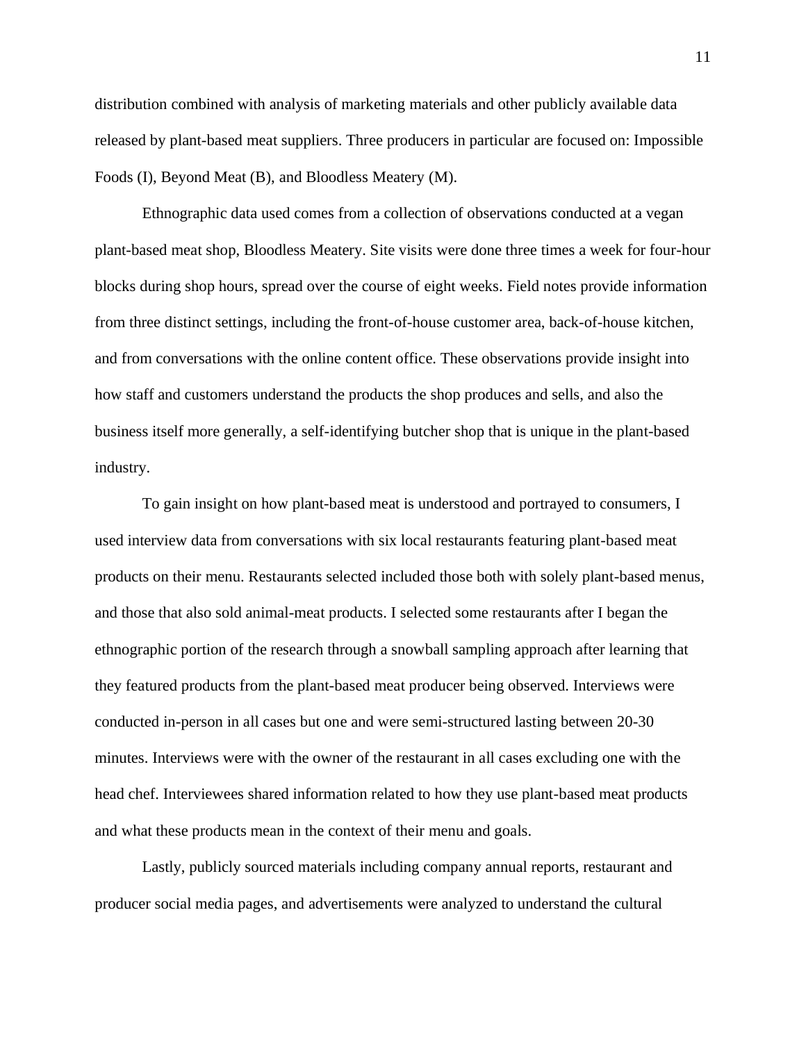distribution combined with analysis of marketing materials and other publicly available data released by plant-based meat suppliers. Three producers in particular are focused on: Impossible Foods (I), Beyond Meat (B), and Bloodless Meatery (M).

Ethnographic data used comes from a collection of observations conducted at a vegan plant-based meat shop, Bloodless Meatery. Site visits were done three times a week for four-hour blocks during shop hours, spread over the course of eight weeks. Field notes provide information from three distinct settings, including the front-of-house customer area, back-of-house kitchen, and from conversations with the online content office. These observations provide insight into how staff and customers understand the products the shop produces and sells, and also the business itself more generally, a self-identifying butcher shop that is unique in the plant-based industry.

To gain insight on how plant-based meat is understood and portrayed to consumers, I used interview data from conversations with six local restaurants featuring plant-based meat products on their menu. Restaurants selected included those both with solely plant-based menus, and those that also sold animal-meat products. I selected some restaurants after I began the ethnographic portion of the research through a snowball sampling approach after learning that they featured products from the plant-based meat producer being observed. Interviews were conducted in-person in all cases but one and were semi-structured lasting between 20-30 minutes. Interviews were with the owner of the restaurant in all cases excluding one with the head chef. Interviewees shared information related to how they use plant-based meat products and what these products mean in the context of their menu and goals.

Lastly, publicly sourced materials including company annual reports, restaurant and producer social media pages, and advertisements were analyzed to understand the cultural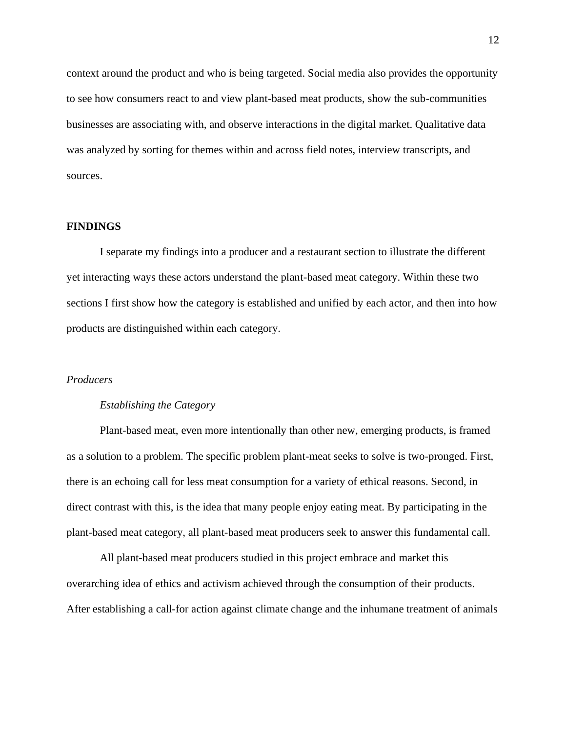context around the product and who is being targeted. Social media also provides the opportunity to see how consumers react to and view plant-based meat products, show the sub-communities businesses are associating with, and observe interactions in the digital market. Qualitative data was analyzed by sorting for themes within and across field notes, interview transcripts, and sources.

## FINDINGS

I separate my findings into a producer and a restaurant section to illustrate the different yet interacting ways these actors understand the plant-based meat category. Within these two sections I first show how the category is established and unified by each actor, and then into how products are distinguished within each category.

### *Producers*

#### *Establishing the Category*

Plant-based meat, even more intentionally than other new, emerging products, is framed as a solution to a problem. The specific problem plant-meat seeks to solve is two-pronged. First, there is an echoing call for less meat consumption for a variety of ethical reasons. Second, in direct contrast with this, is the idea that many people enjoy eating meat. By participating in the plant-based meat category, all plant-based meat producers seek to answer this fundamental call.

All plant-based meat producers studied in this project embrace and market this overarching idea of ethics and activism achieved through the consumption of their products. After establishing a call-for action against climate change and the inhumane treatment of animals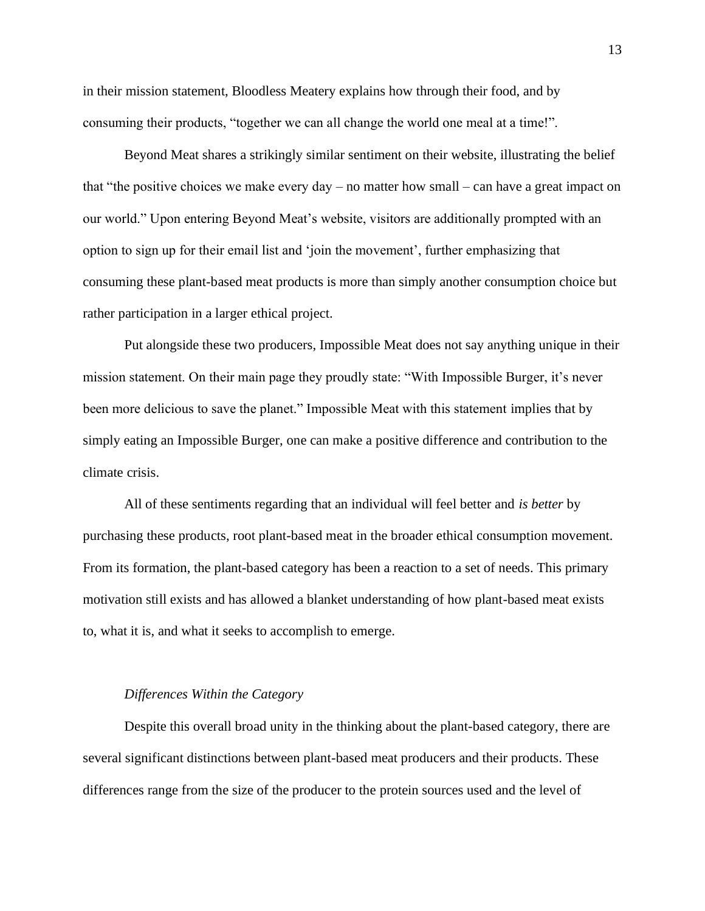in their mission statement, Bloodless Meatery explains how through their food, and by consuming their products, "together we can all change the world one meal at a time!".

Beyond Meat shares a strikingly similar sentiment on their website, illustrating the belief that "the positive choices we make every day – no matter how small – can have a great impact on our world." Upon entering Beyond Meat's website, visitors are additionally prompted with an option to sign up for their email list and 'join the movement', further emphasizing that consuming these plant-based meat products is more than simply another consumption choice but rather participation in a larger ethical project.

Put alongside these two producers, Impossible Meat does not say anything unique in their mission statement. On their main page they proudly state: "With Impossible Burger, it's never been more delicious to save the planet." Impossible Meat with this statement implies that by simply eating an Impossible Burger, one can make a positive difference and contribution to the climate crisis.

All of these sentiments regarding that an individual will feel better and *is better* by purchasing these products, root plant-based meat in the broader ethical consumption movement. From its formation, the plant-based category has been a reaction to a set of needs. This primary motivation still exists and has allowed a blanket understanding of how plant-based meat exists to, what it is, and what it seeks to accomplish to emerge.

### *Differences Within the Category*

Despite this overall broad unity in the thinking about the plant-based category, there are several significant distinctions between plant-based meat producers and their products. These differences range from the size of the producer to the protein sources used and the level of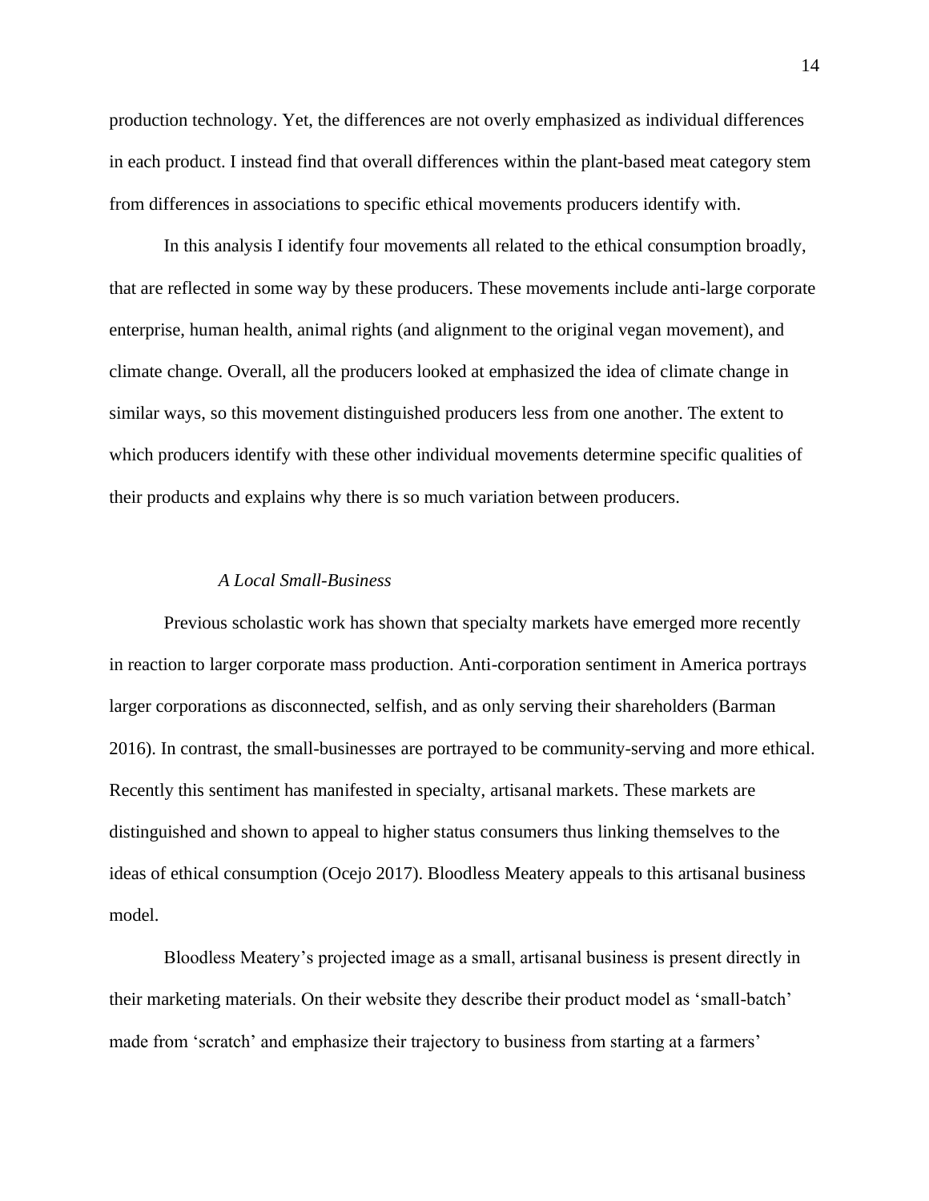production technology. Yet, the differences are not overly emphasized as individual differences in each product. I instead find that overall differences within the plant-based meat category stem from differences in associations to specific ethical movements producers identify with.

In this analysis I identify four movements all related to the ethical consumption broadly, that are reflected in some way by these producers. These movements include anti-large corporate enterprise, human health, animal rights (and alignment to the original vegan movement), and climate change. Overall, all the producers looked at emphasized the idea of climate change in similar ways, so this movement distinguished producers less from one another. The extent to which producers identify with these other individual movements determine specific qualities of their products and explains why there is so much variation between producers.

### *A Local Small-Business*

Previous scholastic work has shown that specialty markets have emerged more recently in reaction to larger corporate mass production. Anti-corporation sentiment in America portrays larger corporations as disconnected, selfish, and as only serving their shareholders (Barman 2016). In contrast, the small-businesses are portrayed to be community-serving and more ethical. Recently this sentiment has manifested in specialty, artisanal markets. These markets are distinguished and shown to appeal to higher status consumers thus linking themselves to the ideas of ethical consumption (Ocejo 2017). Bloodless Meatery appeals to this artisanal business model.

Bloodless Meatery's projected image as a small, artisanal business is present directly in their marketing materials. On their website they describe their product model as 'small-batch' made from 'scratch' and emphasize their trajectory to business from starting at a farmers'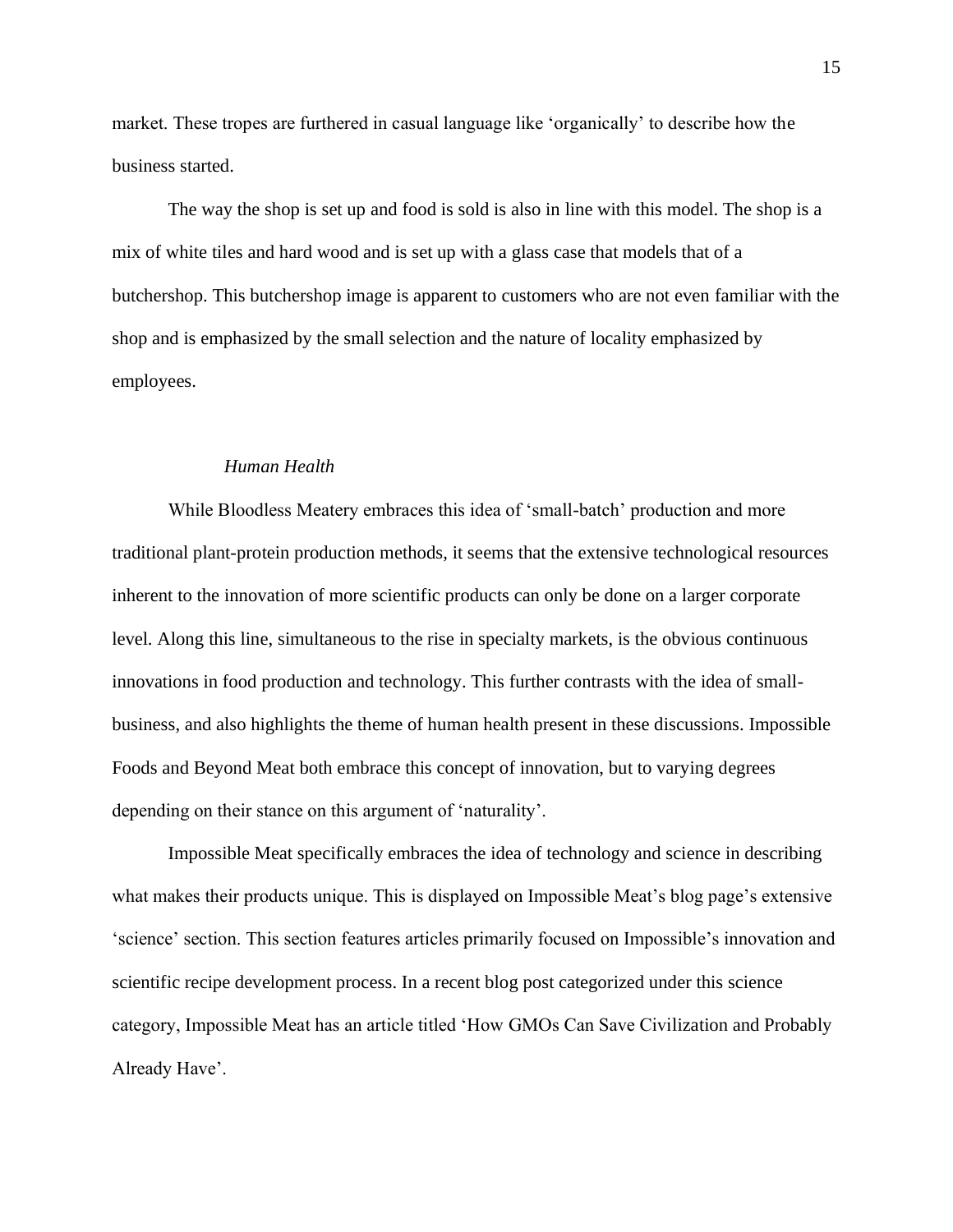market. These tropes are furthered in casual language like 'organically' to describe how the business started.

The way the shop is set up and food is sold is also in line with this model. The shop is a mix of white tiles and hard wood and is set up with a glass case that models that of a butchershop. This butchershop image is apparent to customers who are not even familiar with the shop and is emphasized by the small selection and the nature of locality emphasized by employees.

### *Human Health*

While Bloodless Meatery embraces this idea of 'small-batch' production and more traditional plant-protein production methods, it seems that the extensive technological resources inherent to the innovation of more scientific products can only be done on a larger corporate level. Along this line, simultaneous to the rise in specialty markets, is the obvious continuous innovations in food production and technology. This further contrasts with the idea of small-business, and also highlights the theme of human health present in these discussions. Impossible Foods and Beyond Meat both embrace this concept of innovation, but to varying degrees depending on their stance on this argument of 'naturality'.

Impossible Meat specifically embraces the idea of technology and science in describing what makes their products unique. This is displayed on Impossible Meat's blog page's extensive 'science' section. This section features articles primarily focused on Impossible's innovation and scientific recipe development process. In a recent blog post categorized under this science category, Impossible Meat has an article titled 'How GMOs Can Save Civilization and Probably Already Have'.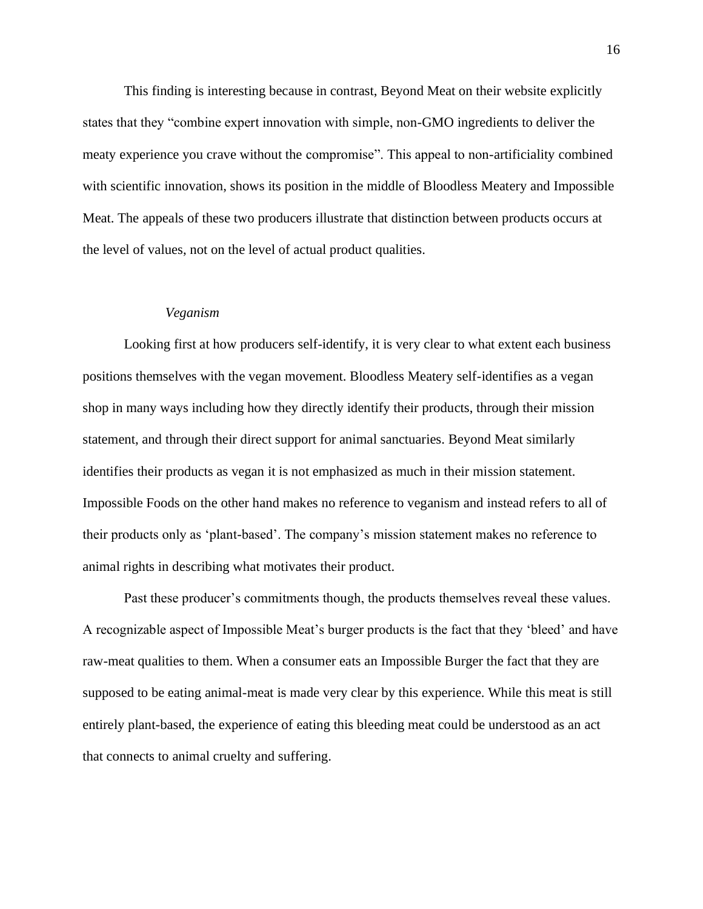This finding is interesting because in contrast, Beyond Meat on their website explicitly states that they "combine expert innovation with simple, non-GMO ingredients to deliver the meaty experience you crave without the compromise". This appeal to non-artificiality combined with scientific innovation, shows its position in the middle of Bloodless Meatery and Impossible Meat. The appeals of these two producers illustrate that distinction between products occurs at the level of values, not on the level of actual product qualities.

### *Veganism*

Looking first at how producers self-identify, it is very clear to what extent each business positions themselves with the vegan movement. Bloodless Meatery self-identifies as a vegan shop in many ways including how they directly identify their products, through their mission statement, and through their direct support for animal sanctuaries. Beyond Meat similarly identifies their products as vegan it is not emphasized as much in their mission statement. Impossible Foods on the other hand makes no reference to veganism and instead refers to all of their products only as 'plant-based'. The company's mission statement makes no reference to animal rights in describing what motivates their product.

Past these producer's commitments though, the products themselves reveal these values. A recognizable aspect of Impossible Meat's burger products is the fact that they 'bleed' and have raw-meat qualities to them. When a consumer eats an Impossible Burger the fact that they are supposed to be eating animal-meat is made very clear by this experience. While this meat is still entirely plant-based, the experience of eating this bleeding meat could be understood as an act that connects to animal cruelty and suffering.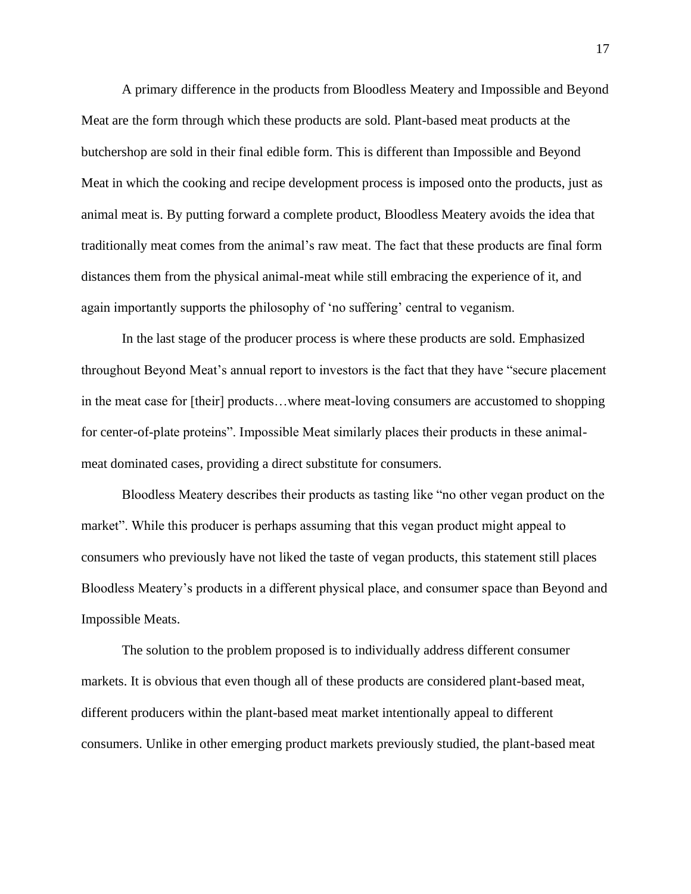A primary difference in the products from Bloodless Meatery and Impossible and Beyond Meat are the form through which these products are sold. Plant-based meat products at the butchershop are sold in their final edible form. This is different than Impossible and Beyond Meat in which the cooking and recipe development process is imposed onto the products, just as animal meat is. By putting forward a complete product, Bloodless Meatery avoids the idea that traditionally meat comes from the animal's raw meat. The fact that these products are final form distances them from the physical animal-meat while still embracing the experience of it, and again importantly supports the philosophy of 'no suffering' central to veganism.

In the last stage of the producer process is where these products are sold. Emphasized throughout Beyond Meat's annual report to investors is the fact that they have "secure placement in the meat case for [their] products…where meat-loving consumers are accustomed to shopping for center-of-plate proteins". Impossible Meat similarly places their products in these animal-meat dominated cases, providing a direct substitute for consumers.

Bloodless Meatery describes their products as tasting like "no other vegan product on the market". While this producer is perhaps assuming that this vegan product might appeal to consumers who previously have not liked the taste of vegan products, this statement still places Bloodless Meatery's products in a different physical place, and consumer space than Beyond and Impossible Meats.

The solution to the problem proposed is to individually address different consumer markets. It is obvious that even though all of these products are considered plant-based meat, different producers within the plant-based meat market intentionally appeal to different consumers. Unlike in other emerging product markets previously studied, the plant-based meat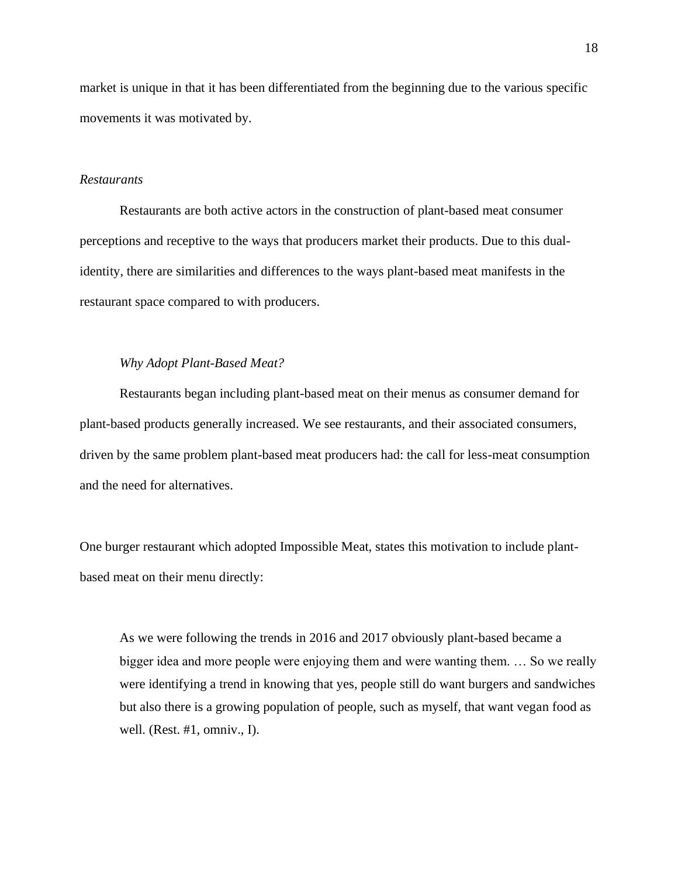market is unique in that it has been differentiated from the beginning due to the various specific movements it was motivated by.

### *Restaurants*

Restaurants are both active actors in the construction of plant-based meat consumer perceptions and receptive to the ways that producers market their products. Due to this dual-identity, there are similarities and differences to the ways plant-based meat manifests in the restaurant space compared to with producers.

#### *Why Adopt Plant-Based Meat?*

Restaurants began including plant-based meat on their menus as consumer demand for plant-based products generally increased. We see restaurants, and their associated consumers, driven by the same problem plant-based meat producers had: the call for less-meat consumption and the need for alternatives.

One burger restaurant which adopted Impossible Meat, states this motivation to include plant-based meat on their menu directly:

> As we were following the trends in 2016 and 2017 obviously plant-based became a bigger idea and more people were enjoying them and were wanting them. … So we really were identifying a trend in knowing that yes, people still do want burgers and sandwiches but also there is a growing population of people, such as myself, that want vegan food as well. (Rest. #1, omniv., I).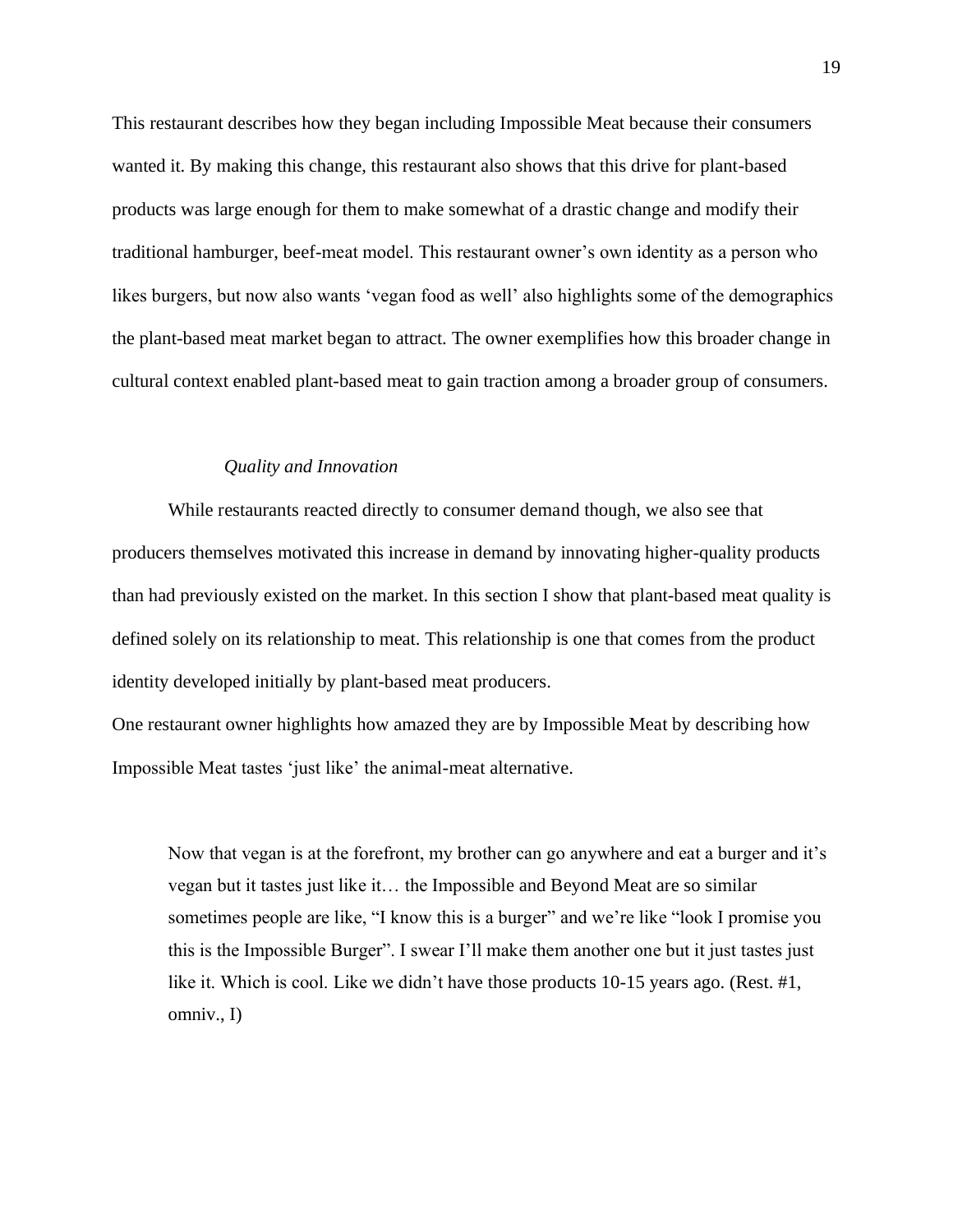This restaurant describes how they began including Impossible Meat because their consumers wanted it. By making this change, this restaurant also shows that this drive for plant-based products was large enough for them to make somewhat of a drastic change and modify their traditional hamburger, beef-meat model. This restaurant owner's own identity as a person who likes burgers, but now also wants 'vegan food as well' also highlights some of the demographics the plant-based meat market began to attract. The owner exemplifies how this broader change in cultural context enabled plant-based meat to gain traction among a broader group of consumers.

### *Quality and Innovation*

While restaurants reacted directly to consumer demand though, we also see that producers themselves motivated this increase in demand by innovating higher-quality products than had previously existed on the market. In this section I show that plant-based meat quality is defined solely on its relationship to meat. This relationship is one that comes from the product identity developed initially by plant-based meat producers.

One restaurant owner highlights how amazed they are by Impossible Meat by describing how Impossible Meat tastes 'just like' the animal-meat alternative.

> Now that vegan is at the forefront, my brother can go anywhere and eat a burger and it's vegan but it tastes just like it… the Impossible and Beyond Meat are so similar sometimes people are like, "I know this is a burger" and we're like "look I promise you this is the Impossible Burger". I swear I'll make them another one but it just tastes just like it. Which is cool. Like we didn't have those products 10-15 years ago. (Rest. #1, omniv., I)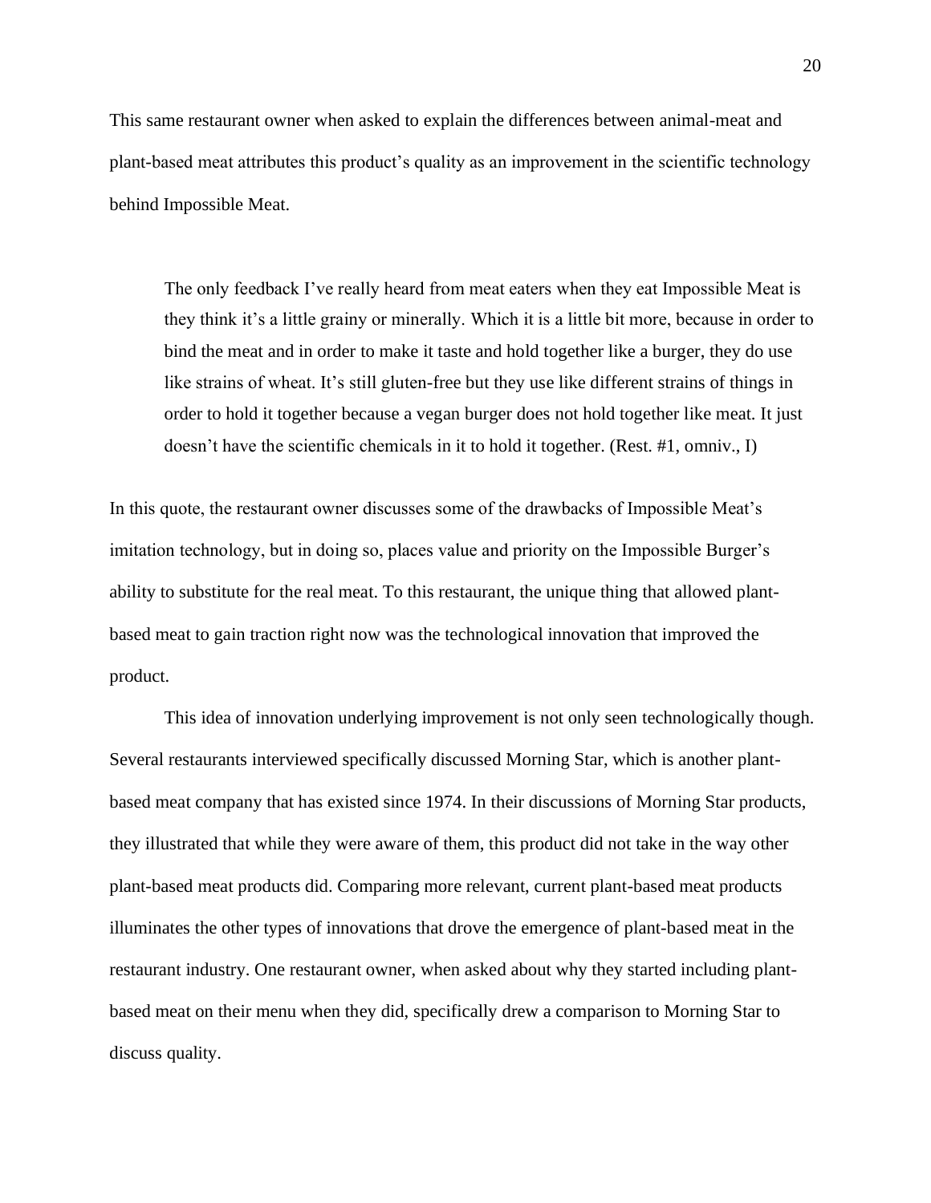This same restaurant owner when asked to explain the differences between animal-meat and plant-based meat attributes this product's quality as an improvement in the scientific technology behind Impossible Meat.

> The only feedback I've really heard from meat eaters when they eat Impossible Meat is they think it's a little grainy or minerally. Which it is a little bit more, because in order to bind the meat and in order to make it taste and hold together like a burger, they do use like strains of wheat. It's still gluten-free but they use like different strains of things in order to hold it together because a vegan burger does not hold together like meat. It just doesn't have the scientific chemicals in it to hold it together. (Rest. #1, omniv., I)

In this quote, the restaurant owner discusses some of the drawbacks of Impossible Meat's imitation technology, but in doing so, places value and priority on the Impossible Burger's ability to substitute for the real meat. To this restaurant, the unique thing that allowed plant-based meat to gain traction right now was the technological innovation that improved the product.

This idea of innovation underlying improvement is not only seen technologically though. Several restaurants interviewed specifically discussed Morning Star, which is another plant-based meat company that has existed since 1974. In their discussions of Morning Star products, they illustrated that while they were aware of them, this product did not take in the way other plant-based meat products did. Comparing more relevant, current plant-based meat products illuminates the other types of innovations that drove the emergence of plant-based meat in the restaurant industry. One restaurant owner, when asked about why they started including plant-based meat on their menu when they did, specifically drew a comparison to Morning Star to discuss quality.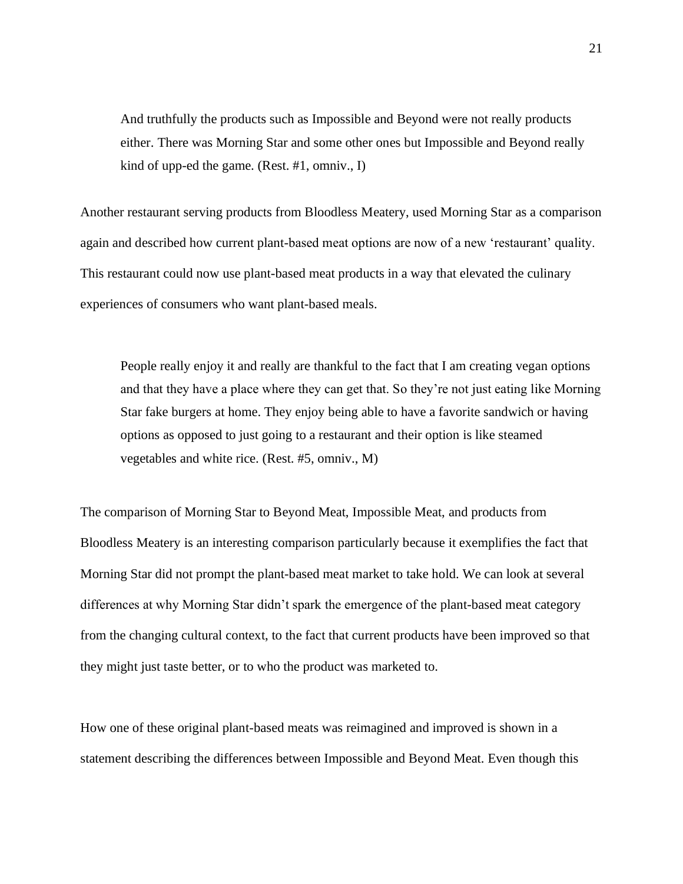> And truthfully the products such as Impossible and Beyond were not really products either. There was Morning Star and some other ones but Impossible and Beyond really kind of upp-ed the game. (Rest. #1, omniv., I)

Another restaurant serving products from Bloodless Meatery, used Morning Star as a comparison again and described how current plant-based meat options are now of a new 'restaurant' quality. This restaurant could now use plant-based meat products in a way that elevated the culinary experiences of consumers who want plant-based meals.

> People really enjoy it and really are thankful to the fact that I am creating vegan options and that they have a place where they can get that. So they're not just eating like Morning Star fake burgers at home. They enjoy being able to have a favorite sandwich or having options as opposed to just going to a restaurant and their option is like steamed vegetables and white rice. (Rest. #5, omniv., M)

The comparison of Morning Star to Beyond Meat, Impossible Meat, and products from Bloodless Meatery is an interesting comparison particularly because it exemplifies the fact that Morning Star did not prompt the plant-based meat market to take hold. We can look at several differences at why Morning Star didn't spark the emergence of the plant-based meat category from the changing cultural context, to the fact that current products have been improved so that they might just taste better, or to who the product was marketed to.

How one of these original plant-based meats was reimagined and improved is shown in a statement describing the differences between Impossible and Beyond Meat. Even though this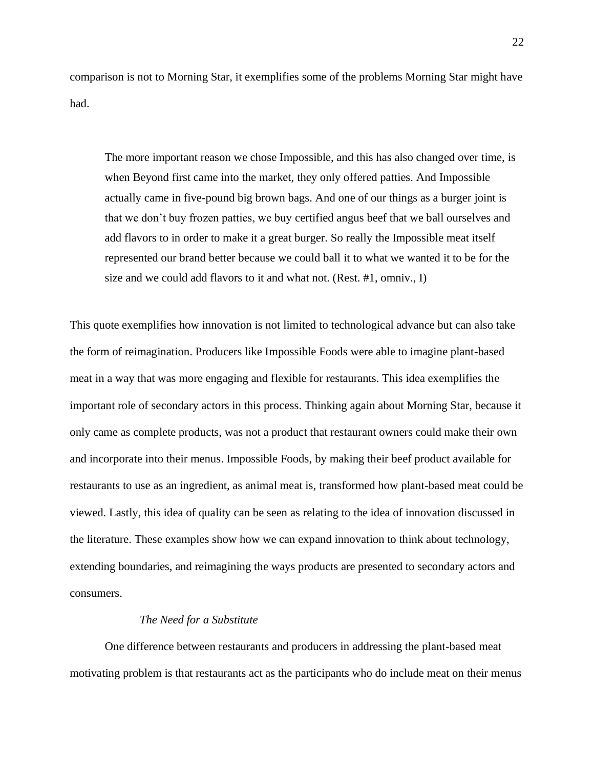comparison is not to Morning Star, it exemplifies some of the problems Morning Star might have had.

> The more important reason we chose Impossible, and this has also changed over time, is when Beyond first came into the market, they only offered patties. And Impossible actually came in five-pound big brown bags. And one of our things as a burger joint is that we don't buy frozen patties, we buy certified angus beef that we ball ourselves and add flavors to in order to make it a great burger. So really the Impossible meat itself represented our brand better because we could ball it to what we wanted it to be for the size and we could add flavors to it and what not. (Rest. #1, omniv., I)

This quote exemplifies how innovation is not limited to technological advance but can also take the form of reimagination. Producers like Impossible Foods were able to imagine plant-based meat in a way that was more engaging and flexible for restaurants. This idea exemplifies the important role of secondary actors in this process. Thinking again about Morning Star, because it only came as complete products, was not a product that restaurant owners could make their own and incorporate into their menus. Impossible Foods, by making their beef product available for restaurants to use as an ingredient, as animal meat is, transformed how plant-based meat could be viewed. Lastly, this idea of quality can be seen as relating to the idea of innovation discussed in the literature. These examples show how we can expand innovation to think about technology, extending boundaries, and reimagining the ways products are presented to secondary actors and consumers.

*The Need for a Substitute*

One difference between restaurants and producers in addressing the plant-based meat motivating problem is that restaurants act as the participants who do include meat on their menus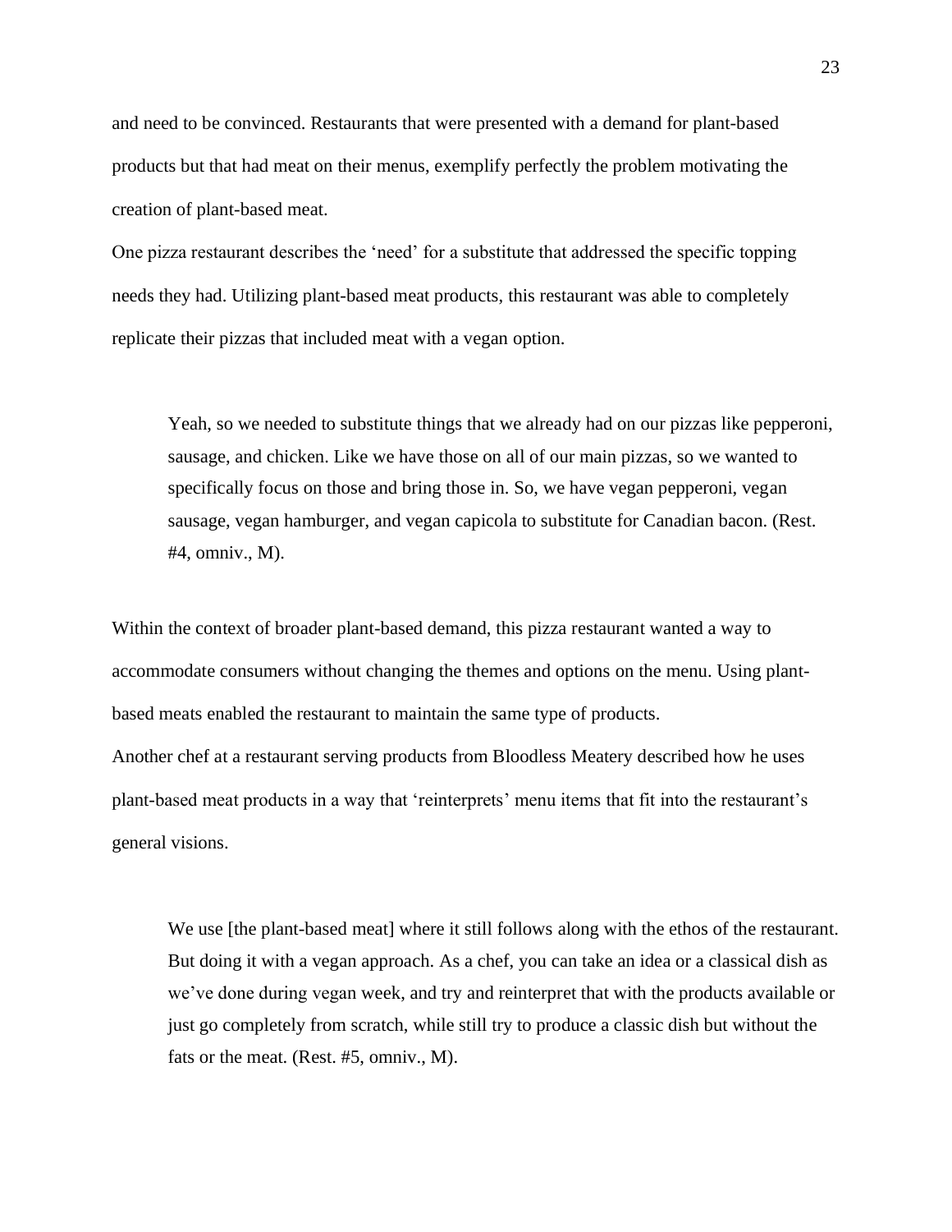and need to be convinced. Restaurants that were presented with a demand for plant-based products but that had meat on their menus, exemplify perfectly the problem motivating the creation of plant-based meat.

One pizza restaurant describes the 'need' for a substitute that addressed the specific topping needs they had. Utilizing plant-based meat products, this restaurant was able to completely replicate their pizzas that included meat with a vegan option.

> Yeah, so we needed to substitute things that we already had on our pizzas like pepperoni, sausage, and chicken. Like we have those on all of our main pizzas, so we wanted to specifically focus on those and bring those in. So, we have vegan pepperoni, vegan sausage, vegan hamburger, and vegan capicola to substitute for Canadian bacon. (Rest. #4, omniv., M).

Within the context of broader plant-based demand, this pizza restaurant wanted a way to accommodate consumers without changing the themes and options on the menu. Using plant-based meats enabled the restaurant to maintain the same type of products.

Another chef at a restaurant serving products from Bloodless Meatery described how he uses plant-based meat products in a way that 'reinterprets' menu items that fit into the restaurant's general visions.

> We use [the plant-based meat] where it still follows along with the ethos of the restaurant. But doing it with a vegan approach. As a chef, you can take an idea or a classical dish as we've done during vegan week, and try and reinterpret that with the products available or just go completely from scratch, while still try to produce a classic dish but without the fats or the meat. (Rest. #5, omniv., M).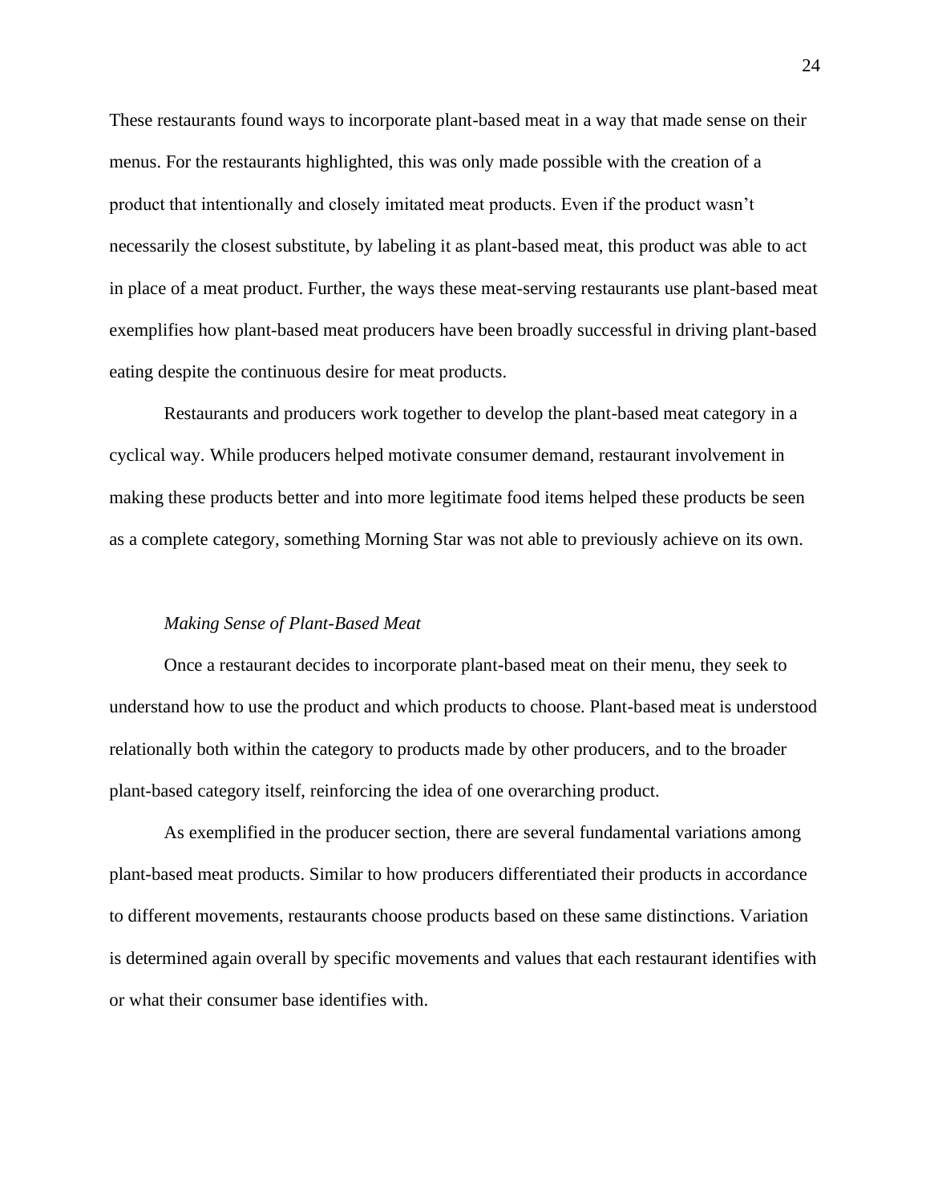These restaurants found ways to incorporate plant-based meat in a way that made sense on their menus. For the restaurants highlighted, this was only made possible with the creation of a product that intentionally and closely imitated meat products. Even if the product wasn't necessarily the closest substitute, by labeling it as plant-based meat, this product was able to act in place of a meat product. Further, the ways these meat-serving restaurants use plant-based meat exemplifies how plant-based meat producers have been broadly successful in driving plant-based eating despite the continuous desire for meat products.

Restaurants and producers work together to develop the plant-based meat category in a cyclical way. While producers helped motivate consumer demand, restaurant involvement in making these products better and into more legitimate food items helped these products be seen as a complete category, something Morning Star was not able to previously achieve on its own.

*Making Sense of Plant-Based Meat*

Once a restaurant decides to incorporate plant-based meat on their menu, they seek to understand how to use the product and which products to choose. Plant-based meat is understood relationally both within the category to products made by other producers, and to the broader plant-based category itself, reinforcing the idea of one overarching product.

As exemplified in the producer section, there are several fundamental variations among plant-based meat products. Similar to how producers differentiated their products in accordance to different movements, restaurants choose products based on these same distinctions. Variation is determined again overall by specific movements and values that each restaurant identifies with or what their consumer base identifies with.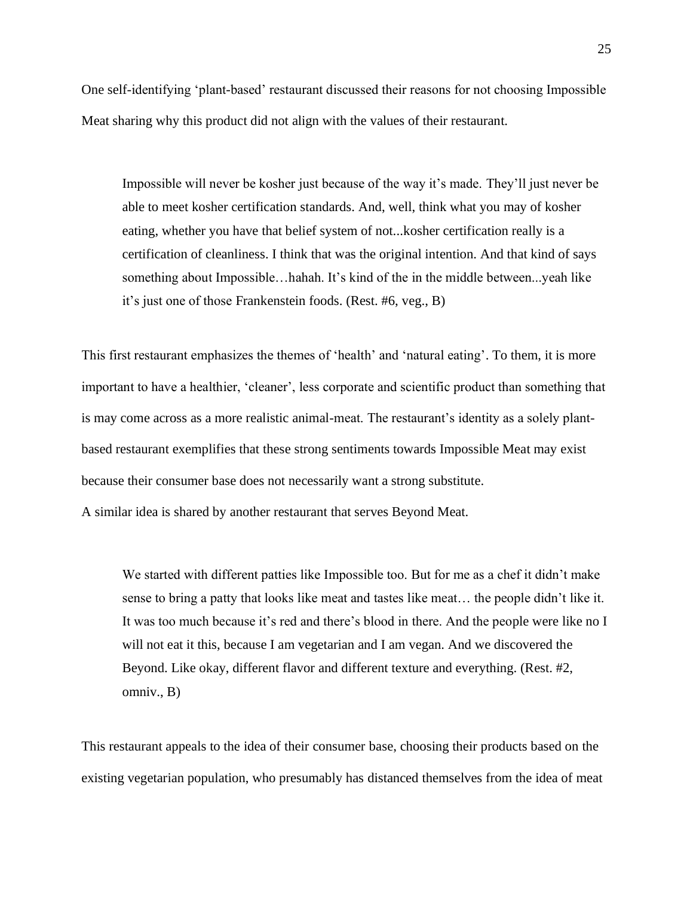One self-identifying 'plant-based' restaurant discussed their reasons for not choosing Impossible Meat sharing why this product did not align with the values of their restaurant.

> Impossible will never be kosher just because of the way it's made. They'll just never be able to meet kosher certification standards. And, well, think what you may of kosher eating, whether you have that belief system of not...kosher certification really is a certification of cleanliness. I think that was the original intention. And that kind of says something about Impossible…hahah. It's kind of the in the middle between...yeah like it's just one of those Frankenstein foods. (Rest. #6, veg., B)

This first restaurant emphasizes the themes of 'health' and 'natural eating'. To them, it is more important to have a healthier, 'cleaner', less corporate and scientific product than something that is may come across as a more realistic animal-meat. The restaurant's identity as a solely plant-based restaurant exemplifies that these strong sentiments towards Impossible Meat may exist because their consumer base does not necessarily want a strong substitute.

A similar idea is shared by another restaurant that serves Beyond Meat.

> We started with different patties like Impossible too. But for me as a chef it didn't make sense to bring a patty that looks like meat and tastes like meat… the people didn't like it. It was too much because it's red and there's blood in there. And the people were like no I will not eat it this, because I am vegetarian and I am vegan. And we discovered the Beyond. Like okay, different flavor and different texture and everything. (Rest. #2, omniv., B)

This restaurant appeals to the idea of their consumer base, choosing their products based on the existing vegetarian population, who presumably has distanced themselves from the idea of meat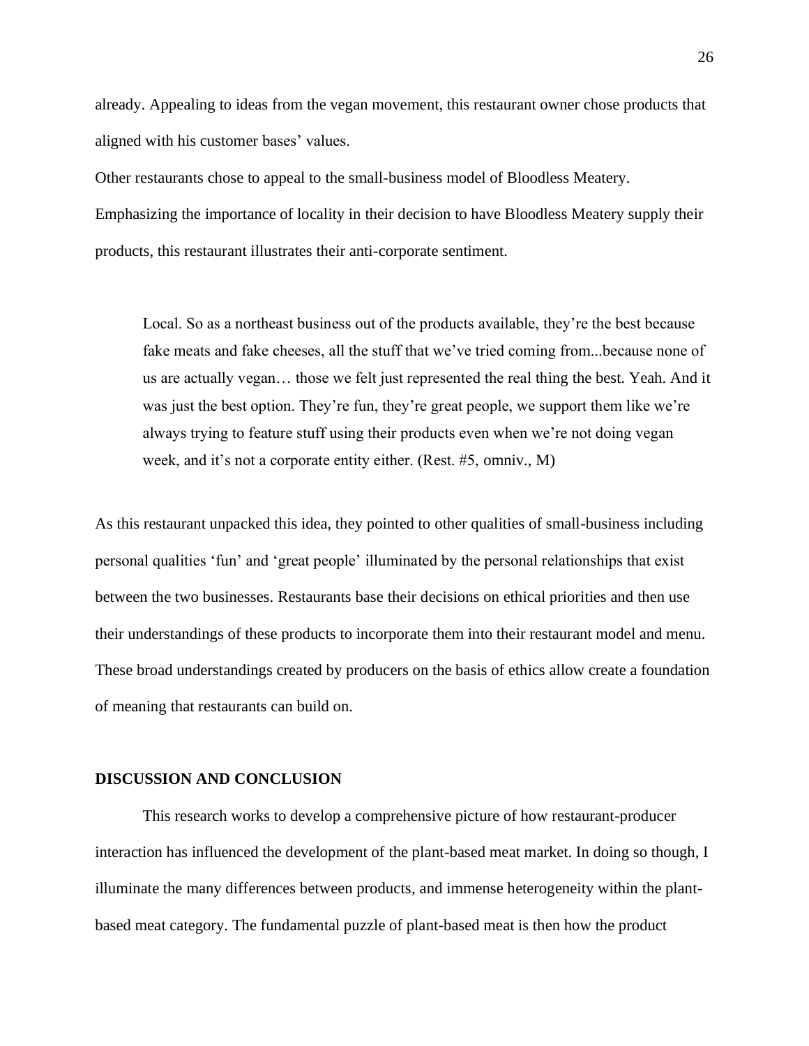already. Appealing to ideas from the vegan movement, this restaurant owner chose products that aligned with his customer bases' values.

Other restaurants chose to appeal to the small-business model of Bloodless Meatery. Emphasizing the importance of locality in their decision to have Bloodless Meatery supply their products, this restaurant illustrates their anti-corporate sentiment.

> Local. So as a northeast business out of the products available, they're the best because fake meats and fake cheeses, all the stuff that we've tried coming from...because none of us are actually vegan… those we felt just represented the real thing the best. Yeah. And it was just the best option. They're fun, they're great people, we support them like we're always trying to feature stuff using their products even when we're not doing vegan week, and it's not a corporate entity either. (Rest. #5, omniv., M)

As this restaurant unpacked this idea, they pointed to other qualities of small-business including personal qualities 'fun' and 'great people' illuminated by the personal relationships that exist between the two businesses. Restaurants base their decisions on ethical priorities and then use their understandings of these products to incorporate them into their restaurant model and menu. These broad understandings created by producers on the basis of ethics allow create a foundation of meaning that restaurants can build on.

## DISCUSSION AND CONCLUSION

This research works to develop a comprehensive picture of how restaurant-producer interaction has influenced the development of the plant-based meat market. In doing so though, I illuminate the many differences between products, and immense heterogeneity within the plant-based meat category. The fundamental puzzle of plant-based meat is then how the product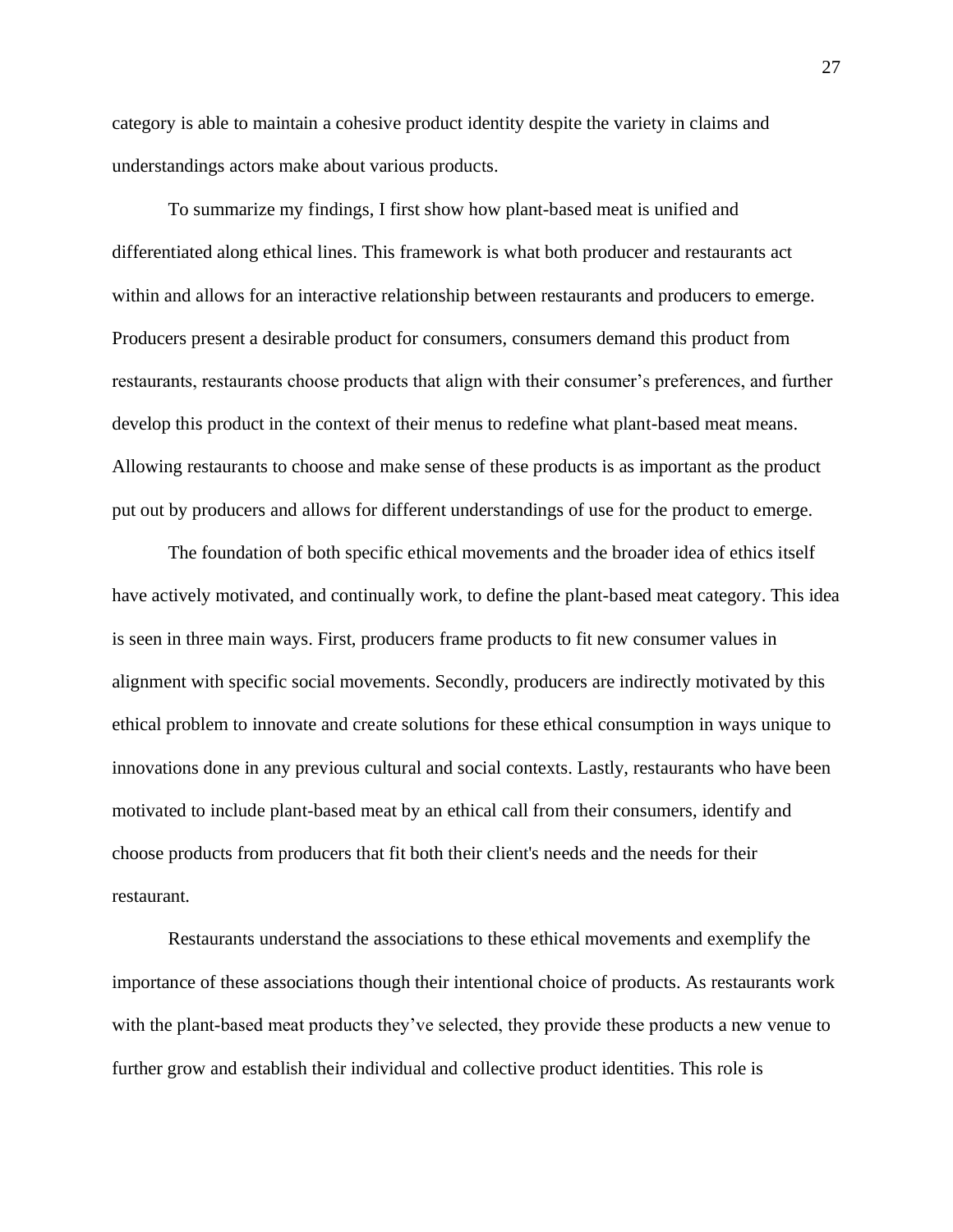category is able to maintain a cohesive product identity despite the variety in claims and understandings actors make about various products.

To summarize my findings, I first show how plant-based meat is unified and differentiated along ethical lines. This framework is what both producer and restaurants act within and allows for an interactive relationship between restaurants and producers to emerge. Producers present a desirable product for consumers, consumers demand this product from restaurants, restaurants choose products that align with their consumer's preferences, and further develop this product in the context of their menus to redefine what plant-based meat means. Allowing restaurants to choose and make sense of these products is as important as the product put out by producers and allows for different understandings of use for the product to emerge.

The foundation of both specific ethical movements and the broader idea of ethics itself have actively motivated, and continually work, to define the plant-based meat category. This idea is seen in three main ways. First, producers frame products to fit new consumer values in alignment with specific social movements. Secondly, producers are indirectly motivated by this ethical problem to innovate and create solutions for these ethical consumption in ways unique to innovations done in any previous cultural and social contexts. Lastly, restaurants who have been motivated to include plant-based meat by an ethical call from their consumers, identify and choose products from producers that fit both their client's needs and the needs for their restaurant.

Restaurants understand the associations to these ethical movements and exemplify the importance of these associations though their intentional choice of products. As restaurants work with the plant-based meat products they've selected, they provide these products a new venue to further grow and establish their individual and collective product identities. This role is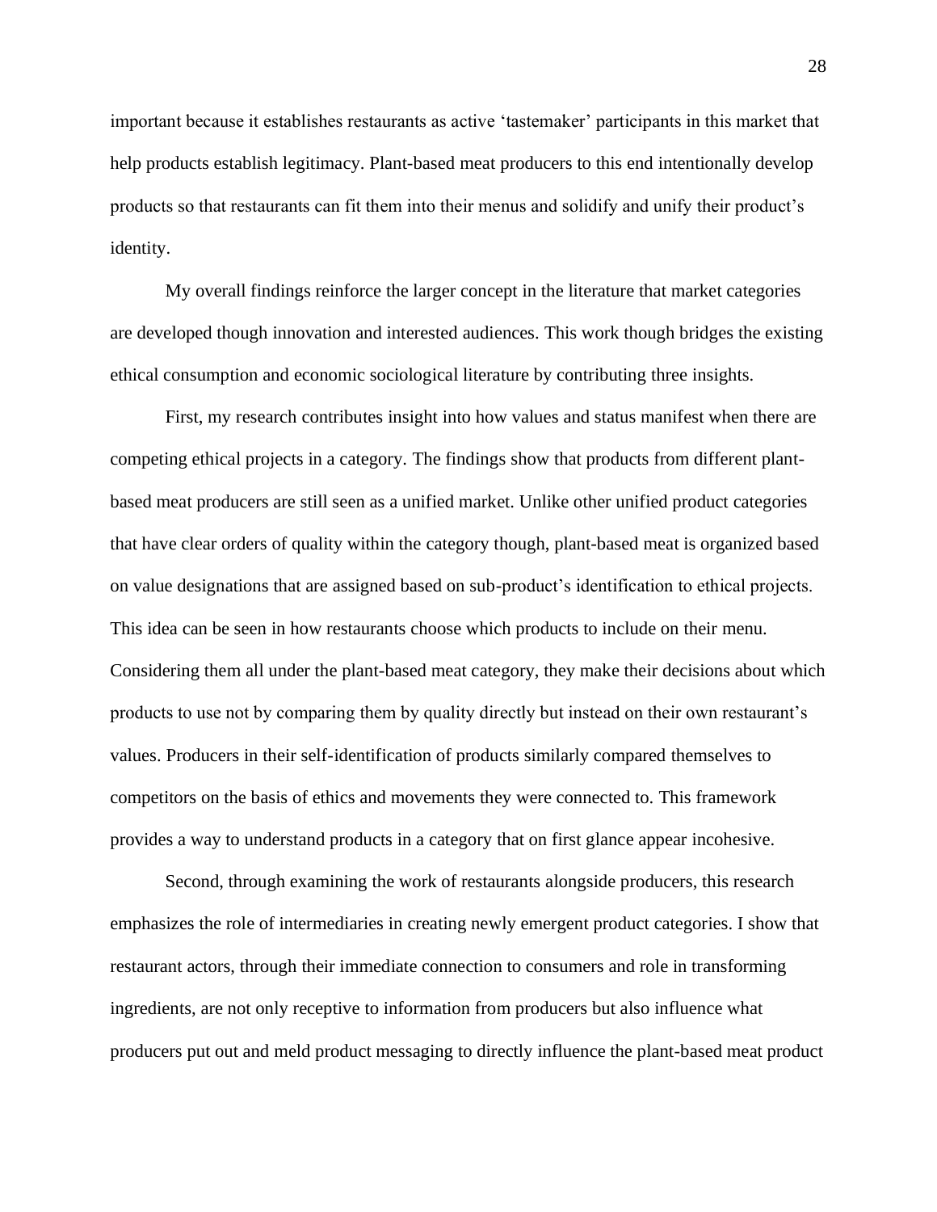important because it establishes restaurants as active 'tastemaker' participants in this market that help products establish legitimacy. Plant-based meat producers to this end intentionally develop products so that restaurants can fit them into their menus and solidify and unify their product's identity.

My overall findings reinforce the larger concept in the literature that market categories are developed though innovation and interested audiences. This work though bridges the existing ethical consumption and economic sociological literature by contributing three insights.

First, my research contributes insight into how values and status manifest when there are competing ethical projects in a category. The findings show that products from different plant-based meat producers are still seen as a unified market. Unlike other unified product categories that have clear orders of quality within the category though, plant-based meat is organized based on value designations that are assigned based on sub-product's identification to ethical projects. This idea can be seen in how restaurants choose which products to include on their menu. Considering them all under the plant-based meat category, they make their decisions about which products to use not by comparing them by quality directly but instead on their own restaurant's values. Producers in their self-identification of products similarly compared themselves to competitors on the basis of ethics and movements they were connected to. This framework provides a way to understand products in a category that on first glance appear incohesive.

Second, through examining the work of restaurants alongside producers, this research emphasizes the role of intermediaries in creating newly emergent product categories. I show that restaurant actors, through their immediate connection to consumers and role in transforming ingredients, are not only receptive to information from producers but also influence what producers put out and meld product messaging to directly influence the plant-based meat product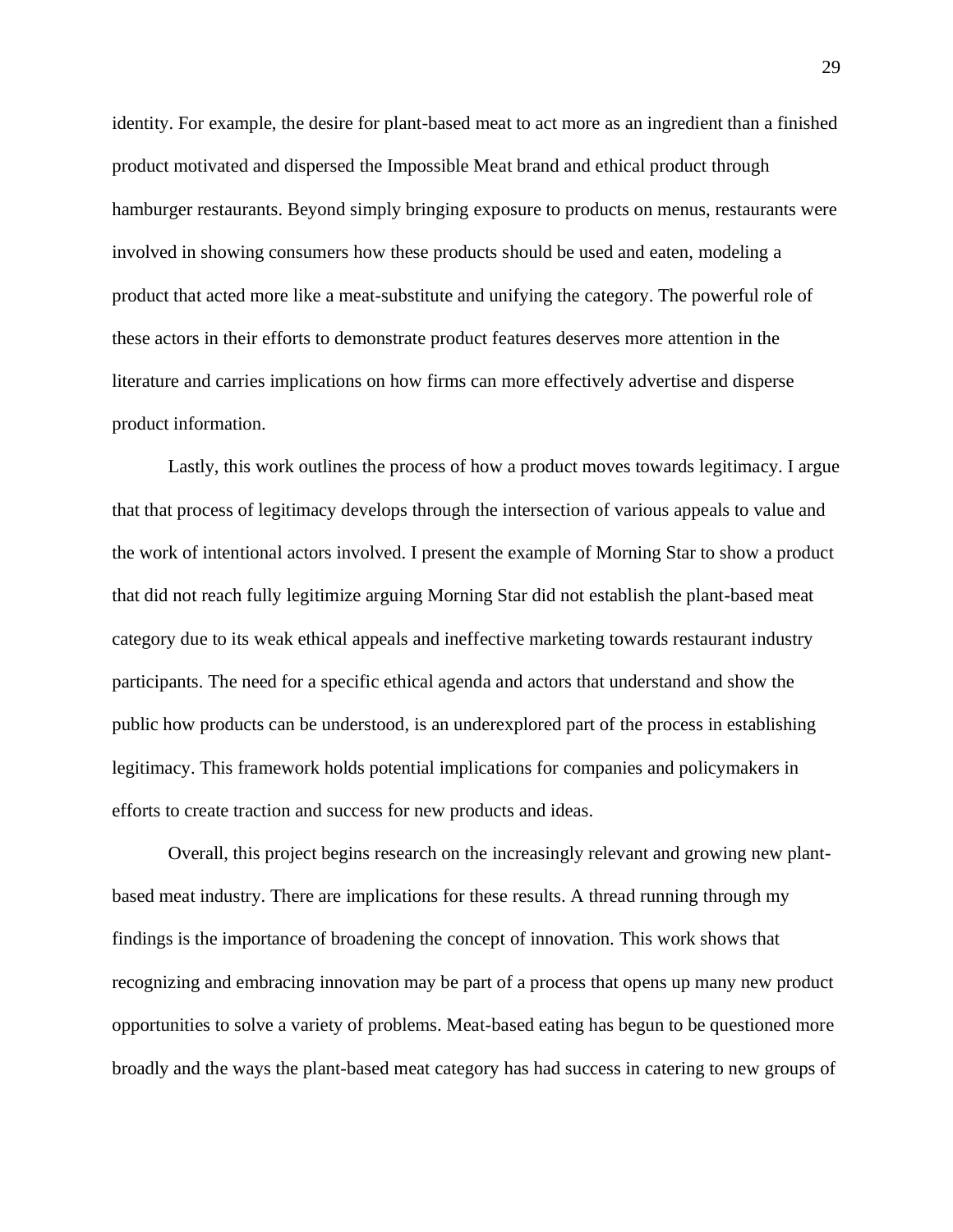identity. For example, the desire for plant-based meat to act more as an ingredient than a finished product motivated and dispersed the Impossible Meat brand and ethical product through hamburger restaurants. Beyond simply bringing exposure to products on menus, restaurants were involved in showing consumers how these products should be used and eaten, modeling a product that acted more like a meat-substitute and unifying the category. The powerful role of these actors in their efforts to demonstrate product features deserves more attention in the literature and carries implications on how firms can more effectively advertise and disperse product information.

Lastly, this work outlines the process of how a product moves towards legitimacy. I argue that that process of legitimacy develops through the intersection of various appeals to value and the work of intentional actors involved. I present the example of Morning Star to show a product that did not reach fully legitimize arguing Morning Star did not establish the plant-based meat category due to its weak ethical appeals and ineffective marketing towards restaurant industry participants. The need for a specific ethical agenda and actors that understand and show the public how products can be understood, is an underexplored part of the process in establishing legitimacy. This framework holds potential implications for companies and policymakers in efforts to create traction and success for new products and ideas.

Overall, this project begins research on the increasingly relevant and growing new plant-based meat industry. There are implications for these results. A thread running through my findings is the importance of broadening the concept of innovation. This work shows that recognizing and embracing innovation may be part of a process that opens up many new product opportunities to solve a variety of problems. Meat-based eating has begun to be questioned more broadly and the ways the plant-based meat category has had success in catering to new groups of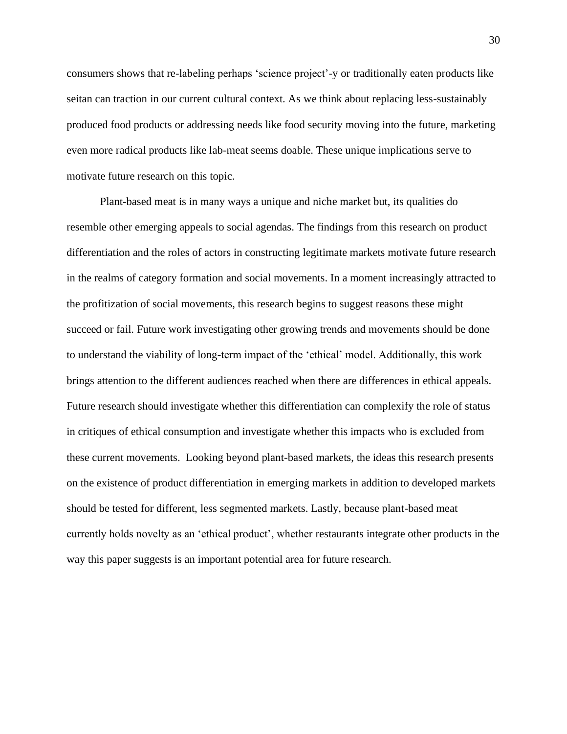consumers shows that re-labeling perhaps 'science project'-y or traditionally eaten products like seitan can traction in our current cultural context. As we think about replacing less-sustainably produced food products or addressing needs like food security moving into the future, marketing even more radical products like lab-meat seems doable. These unique implications serve to motivate future research on this topic.

Plant-based meat is in many ways a unique and niche market but, its qualities do resemble other emerging appeals to social agendas. The findings from this research on product differentiation and the roles of actors in constructing legitimate markets motivate future research in the realms of category formation and social movements. In a moment increasingly attracted to the profitization of social movements, this research begins to suggest reasons these might succeed or fail. Future work investigating other growing trends and movements should be done to understand the viability of long-term impact of the 'ethical' model. Additionally, this work brings attention to the different audiences reached when there are differences in ethical appeals. Future research should investigate whether this differentiation can complexify the role of status in critiques of ethical consumption and investigate whether this impacts who is excluded from these current movements. Looking beyond plant-based markets, the ideas this research presents on the existence of product differentiation in emerging markets in addition to developed markets should be tested for different, less segmented markets. Lastly, because plant-based meat currently holds novelty as an 'ethical product', whether restaurants integrate other products in the way this paper suggests is an important potential area for future research.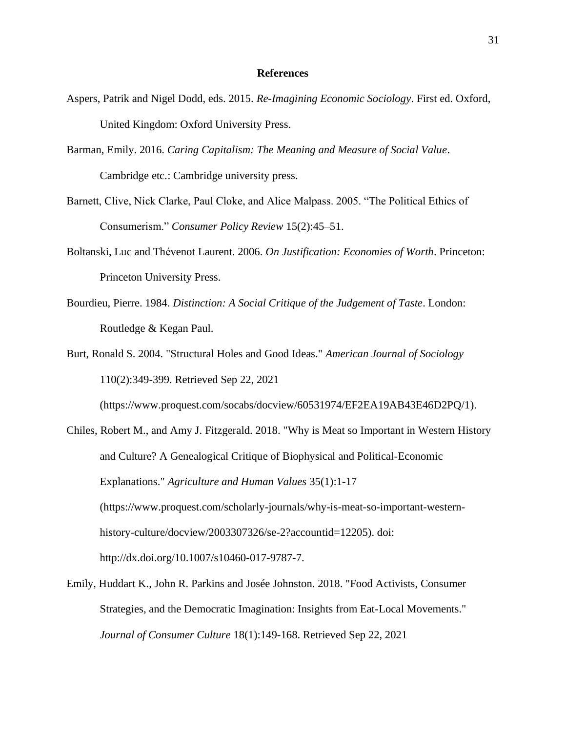# References

Aspers, Patrik and Nigel Dodd, eds. 2015. *Re-Imagining Economic Sociology*. First ed. Oxford, United Kingdom: Oxford University Press.

Barman, Emily. 2016. *Caring Capitalism: The Meaning and Measure of Social Value*. Cambridge etc.: Cambridge university press.

Barnett, Clive, Nick Clarke, Paul Cloke, and Alice Malpass. 2005. "The Political Ethics of Consumerism." *Consumer Policy Review* 15(2):45–51.

Boltanski, Luc and Thévenot Laurent. 2006. *On Justification: Economies of Worth*. Princeton: Princeton University Press.

Bourdieu, Pierre. 1984. *Distinction: A Social Critique of the Judgement of Taste*. London: Routledge & Kegan Paul.

Burt, Ronald S. 2004. "Structural Holes and Good Ideas." *American Journal of Sociology* 110(2):349-399. Retrieved Sep 22, 2021 (https://www.proquest.com/socabs/docview/60531974/EF2EA19AB43E46D2PQ/1).

Chiles, Robert M., and Amy J. Fitzgerald. 2018. "Why is Meat so Important in Western History and Culture? A Genealogical Critique of Biophysical and Political-Economic Explanations." *Agriculture and Human Values* 35(1):1-17 (https://www.proquest.com/scholarly-journals/why-is-meat-so-important-western-history-culture/docview/2003307326/se-2?accountid=12205). doi: http://dx.doi.org/10.1007/s10460-017-9787-7.

Emily, Huddart K., John R. Parkins and Josée Johnston. 2018. "Food Activists, Consumer Strategies, and the Democratic Imagination: Insights from Eat-Local Movements." *Journal of Consumer Culture* 18(1):149-168. Retrieved Sep 22, 2021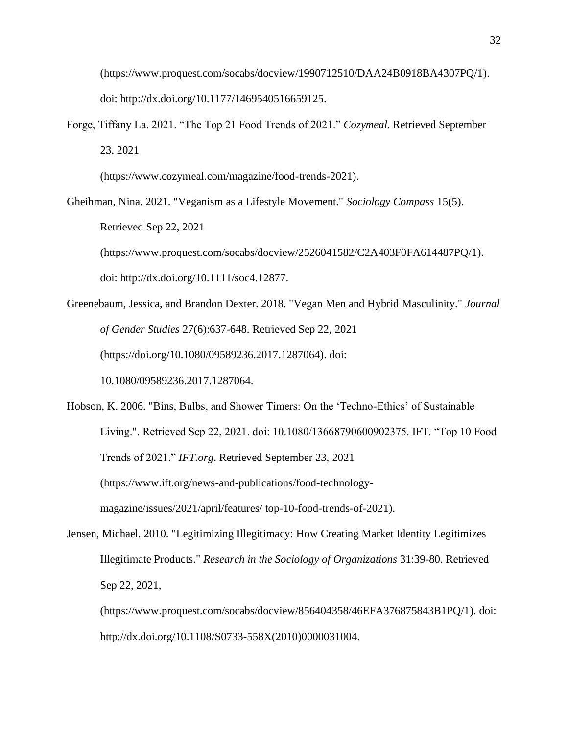(https://www.proquest.com/socabs/docview/1990712510/DAA24B0918BA4307PQ/1). doi: http://dx.doi.org/10.1177/1469540516659125.

Forge, Tiffany La. 2021. "The Top 21 Food Trends of 2021." *Cozymeal*. Retrieved September 23, 2021 (https://www.cozymeal.com/magazine/food-trends-2021).

Gheihman, Nina. 2021. "Veganism as a Lifestyle Movement." *Sociology Compass* 15(5). Retrieved Sep 22, 2021 (https://www.proquest.com/socabs/docview/2526041582/C2A403F0FA614487PQ/1). doi: http://dx.doi.org/10.1111/soc4.12877.

Greenebaum, Jessica, and Brandon Dexter. 2018. "Vegan Men and Hybrid Masculinity." *Journal of Gender Studies* 27(6):637-648. Retrieved Sep 22, 2021 (https://doi.org/10.1080/09589236.2017.1287064). doi: 10.1080/09589236.2017.1287064.

Hobson, K. 2006. "Bins, Bulbs, and Shower Timers: On the 'Techno-Ethics' of Sustainable Living.". Retrieved Sep 22, 2021. doi: 10.1080/13668790600902375. IFT. "Top 10 Food Trends of 2021." *IFT.org*. Retrieved September 23, 2021 (https://www.ift.org/news-and-publications/food-technology-magazine/issues/2021/april/features/ top-10-food-trends-of-2021).

Jensen, Michael. 2010. "Legitimizing Illegitimacy: How Creating Market Identity Legitimizes Illegitimate Products." *Research in the Sociology of Organizations* 31:39-80. Retrieved Sep 22, 2021, (https://www.proquest.com/socabs/docview/856404358/46EFA376875843B1PQ/1). doi: http://dx.doi.org/10.1108/S0733-558X(2010)0000031004.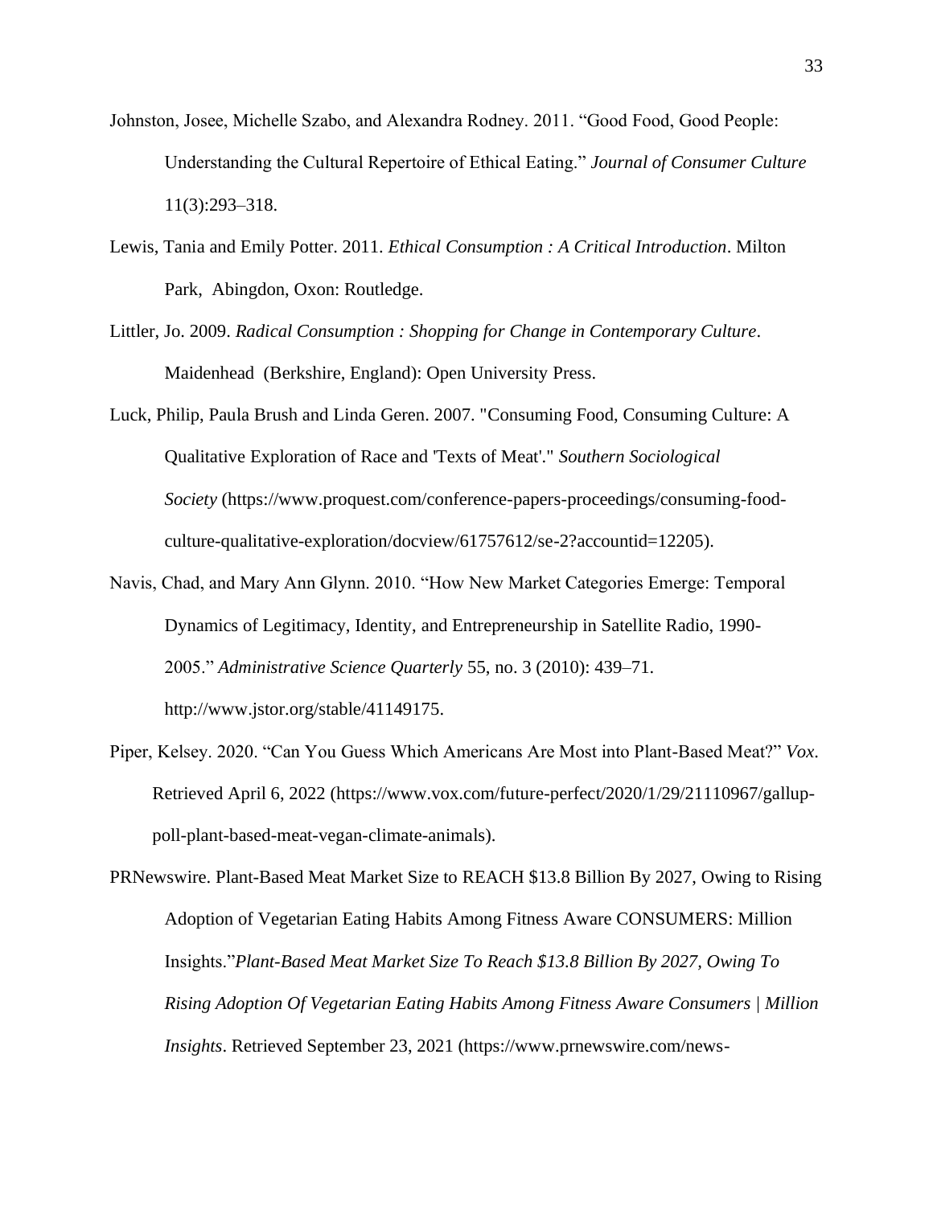Johnston, Josee, Michelle Szabo, and Alexandra Rodney. 2011. "Good Food, Good People: Understanding the Cultural Repertoire of Ethical Eating." *Journal of Consumer Culture* 11(3):293–318.

Lewis, Tania and Emily Potter. 2011. *Ethical Consumption : A Critical Introduction*. Milton Park, Abingdon, Oxon: Routledge.

Littler, Jo. 2009. *Radical Consumption : Shopping for Change in Contemporary Culture*. Maidenhead (Berkshire, England): Open University Press.

Luck, Philip, Paula Brush and Linda Geren. 2007. "Consuming Food, Consuming Culture: A Qualitative Exploration of Race and 'Texts of Meat'." *Southern Sociological Society* (https://www.proquest.com/conference-papers-proceedings/consuming-food-culture-qualitative-exploration/docview/61757612/se-2?accountid=12205).

Navis, Chad, and Mary Ann Glynn. 2010. "How New Market Categories Emerge: Temporal Dynamics of Legitimacy, Identity, and Entrepreneurship in Satellite Radio, 1990-2005." *Administrative Science Quarterly* 55, no. 3 (2010): 439–71. http://www.jstor.org/stable/41149175.

Piper, Kelsey. 2020. "Can You Guess Which Americans Are Most into Plant-Based Meat?" *Vox.* Retrieved April 6, 2022 (https://www.vox.com/future-perfect/2020/1/29/21110967/gallup-poll-plant-based-meat-vegan-climate-animals).

PRNewswire. Plant-Based Meat Market Size to REACH $13.8 Billion By 2027, Owing to Rising Adoption of Vegetarian Eating Habits Among Fitness Aware CONSUMERS: Million Insights."*Plant-Based Meat Market Size To Reach $13.8 Billion By 2027, Owing To Rising Adoption Of Vegetarian Eating Habits Among Fitness Aware Consumers | Million Insights*. Retrieved September 23, 2021 (https://www.prnewswire.com/news-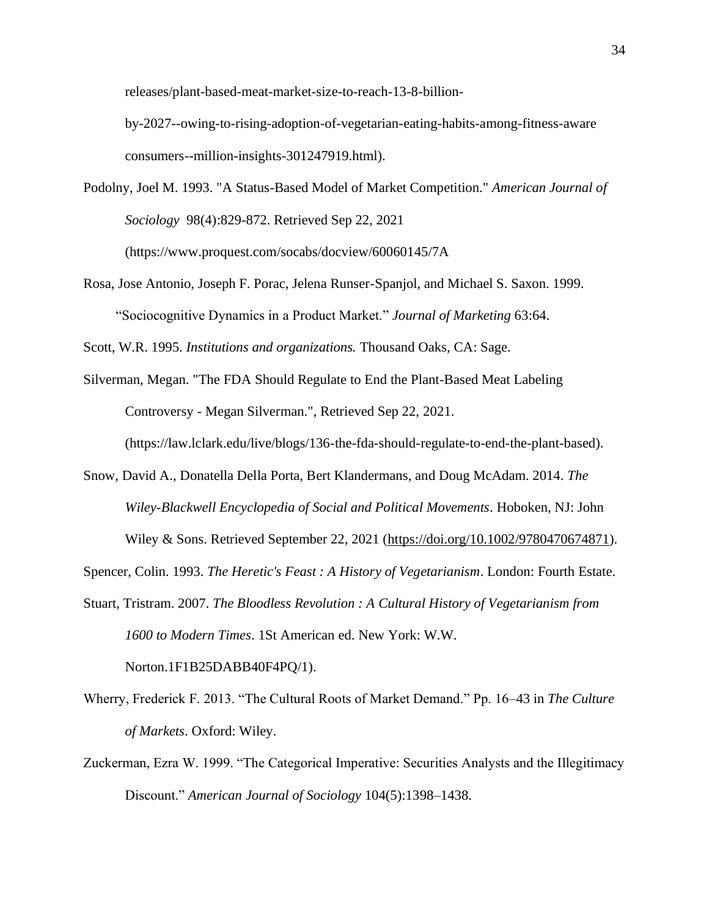releases/plant-based-meat-market-size-to-reach-13-8-billion-by-2027--owing-to-rising-adoption-of-vegetarian-eating-habits-among-fitness-aware consumers--million-insights-301247919.html).

Podolny, Joel M. 1993. "A Status-Based Model of Market Competition." *American Journal of Sociology* 98(4):829-872. Retrieved Sep 22, 2021 (https://www.proquest.com/socabs/docview/60060145/7A

Rosa, Jose Antonio, Joseph F. Porac, Jelena Runser-Spanjol, and Michael S. Saxon. 1999. "Sociocognitive Dynamics in a Product Market." *Journal of Marketing* 63:64.

Scott, W.R. 1995. *Institutions and organizations.* Thousand Oaks, CA: Sage.

Silverman, Megan. "The FDA Should Regulate to End the Plant-Based Meat Labeling Controversy - Megan Silverman.", Retrieved Sep 22, 2021. (https://law.lclark.edu/live/blogs/136-the-fda-should-regulate-to-end-the-plant-based).

Snow, David A., Donatella Della Porta, Bert Klandermans, and Doug McAdam. 2014. *The Wiley-Blackwell Encyclopedia of Social and Political Movements*. Hoboken, NJ: John Wiley & Sons. Retrieved September 22, 2021 (https://doi.org/10.1002/9780470674871).

Spencer, Colin. 1993. *The Heretic's Feast : A History of Vegetarianism*. London: Fourth Estate.

Stuart, Tristram. 2007. *The Bloodless Revolution : A Cultural History of Vegetarianism from 1600 to Modern Times*. 1St American ed. New York: W.W. Norton.1F1B25DABB40F4PQ/1).

Wherry, Frederick F. 2013. "The Cultural Roots of Market Demand." Pp. 16–43 in *The Culture of Markets*. Oxford: Wiley.

Zuckerman, Ezra W. 1999. "The Categorical Imperative: Securities Analysts and the Illegitimacy Discount." *American Journal of Sociology* 104(5):1398–1438.